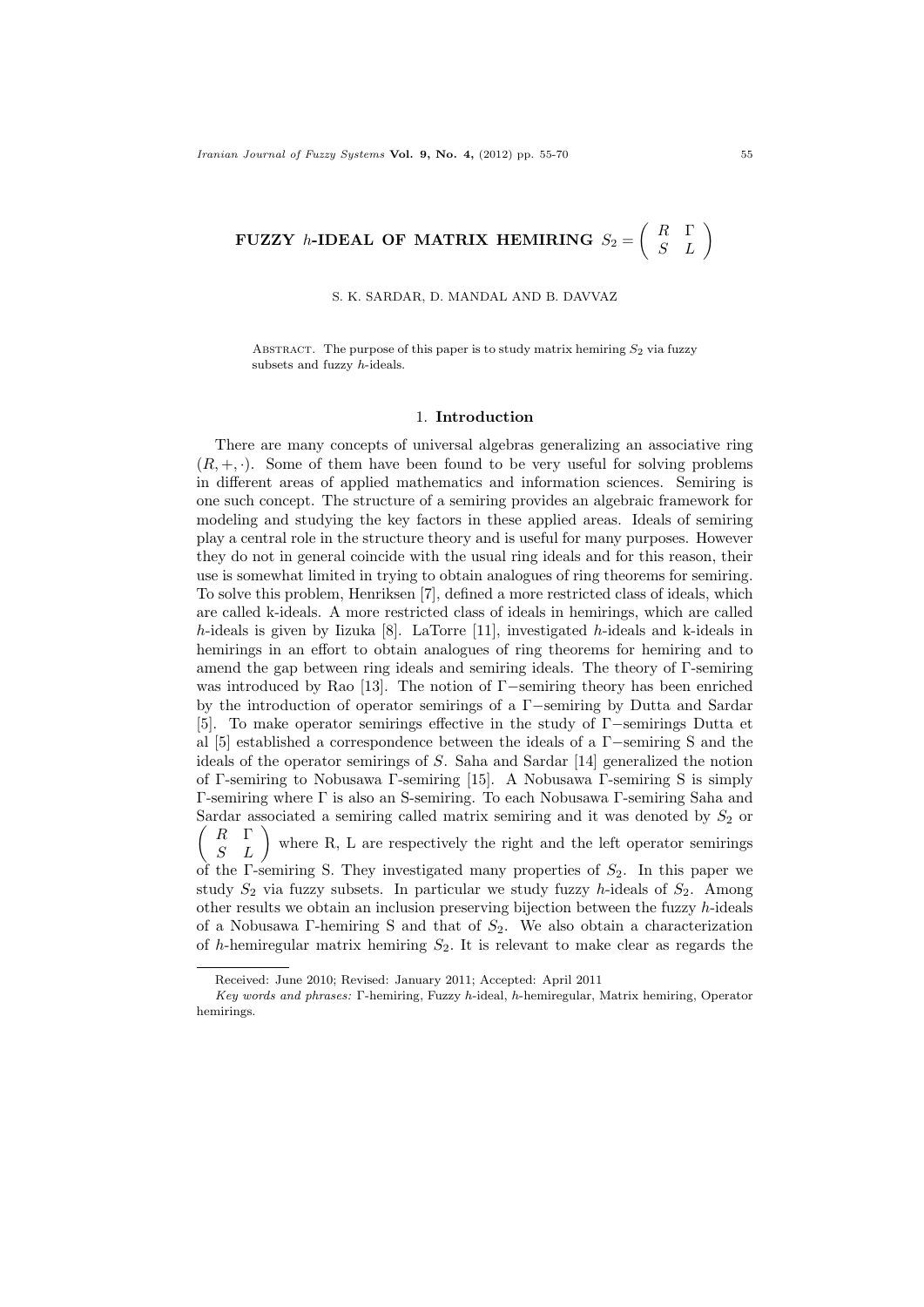# FUZZY $h$-IDEAL OF MATRIX HEMIRING $S_2 = \begin{pmatrix} R & \Gamma \\ S & L \end{pmatrix}$

S. K. SARDAR, D. MANDAL AND B. DAVVAZ

Abstract. The purpose of this paper is to study matrix hemiring $S_2$ via fuzzy subsets and fuzzy $h$-ideals.

## 1. Introduction

There are many concepts of universal algebras generalizing an associative ring $(R, +, \cdot)$. Some of them have been found to be very useful for solving problems in different areas of applied mathematics and information sciences. Semiring is one such concept. The structure of a semiring provides an algebraic framework for modeling and studying the key factors in these applied areas. Ideals of semiring play a central role in the structure theory and is useful for many purposes. However they do not in general coincide with the usual ring ideals and for this reason, their use is somewhat limited in trying to obtain analogues of ring theorems for semiring. To solve this problem, Henriksen [7], defined a more restricted class of ideals, which are called k-ideals. A more restricted class of ideals in hemirings, which are called $h$-ideals is given by Iizuka [8]. LaTorre [11], investigated $h$-ideals and k-ideals in hemirings in an effort to obtain analogues of ring theorems for hemiring and to amend the gap between ring ideals and semiring ideals. The theory of $\Gamma$-semiring was introduced by Rao [13]. The notion of $\Gamma-$semiring theory has been enriched by the introduction of operator semirings of a $\Gamma-$semiring by Dutta and Sardar [5]. To make operator semirings effective in the study of $\Gamma-$semirings Dutta et al [5] established a correspondence between the ideals of a $\Gamma-$semiring S and the ideals of the operator semirings of $S$. Saha and Sardar [14] generalized the notion of $\Gamma$-semiring to Nobusawa $\Gamma$-semiring [15]. A Nobusawa $\Gamma$-semiring S is simply $\Gamma$-semiring where $\Gamma$ is also an S-semiring. To each Nobusawa $\Gamma$-semiring Saha and Sardar associated a semiring called matrix semiring and it was denoted by $S_2$ or $\begin{pmatrix} R & \Gamma \\ S & L \end{pmatrix}$ where R, L are respectively the right and the left operator semirings of the $\Gamma$-semiring S. They investigated many properties of $S_2$. In this paper we study $S_2$ via fuzzy subsets. In particular we study fuzzy $h$-ideals of $S_2$. Among other results we obtain an inclusion preserving bijection between the fuzzy $h$-ideals of a Nobusawa $\Gamma$-hemiring S and that of $S_2$. We also obtain a characterization of $h$-hemiregular matrix hemiring $S_2$. It is relevant to make clear as regards the

Received: June 2010; Revised: January 2011; Accepted: April 2011

*Key words and phrases:* $\Gamma$-hemiring, Fuzzy $h$-ideal, $h$-hemiregular, Matrix hemiring, Operator hemirings.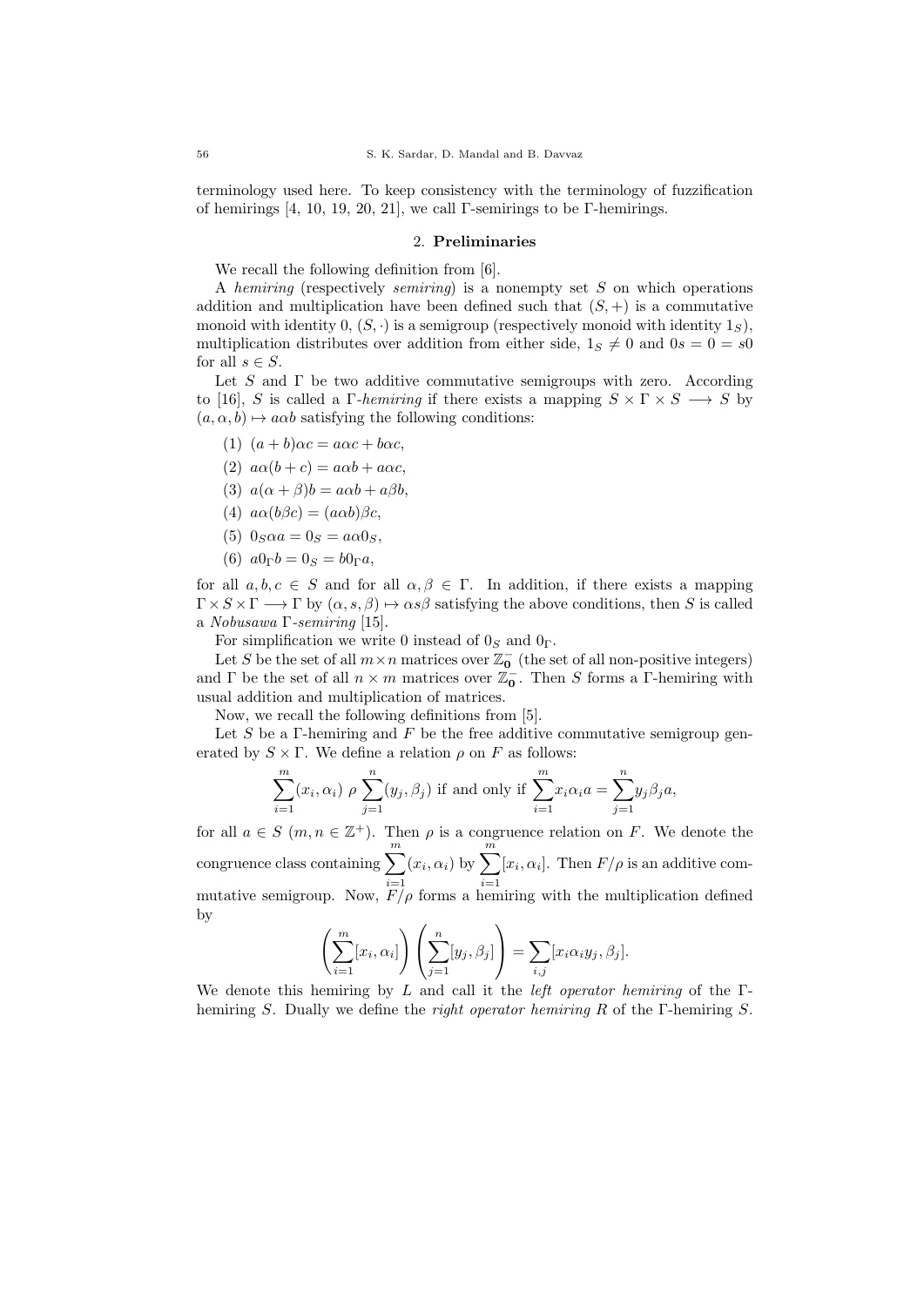terminology used here. To keep consistency with the terminology of fuzzification of hemirings [4, 10, 19, 20, 21], we call $\Gamma$-semirings to be $\Gamma$-hemirings.

## 2. Preliminaries

We recall the following definition from [6].

A *hemiring* (respectively *semiring*) is a nonempty set $S$ on which operations addition and multiplication have been defined such that $(S,+)$ is a commutative monoid with identity $0$, $(S,\cdot)$ is a semigroup (respectively monoid with identity $1_S$), multiplication distributes over addition from either side, $1_S \neq 0$ and $0s = 0 = s0$ for all $s \in S$.

Let $S$ and $\Gamma$ be two additive commutative semigroups with zero. According to [16], $S$ is called a $\Gamma$-*hemiring* if there exists a mapping $S \times \Gamma \times S \longrightarrow S$ by $(a, \alpha, b) \mapsto a\alpha b$ satisfying the following conditions:

(1) $(a + b)\alpha c = a\alpha c + b\alpha c$,

(2) $a\alpha(b + c) = a\alpha b + a\alpha c$,

(3) $a(\alpha + \beta)b = a\alpha b + a\beta b$,

(4) $a\alpha(b\beta c) = (a\alpha b)\beta c$,

(5) $0_S\alpha a = 0_S = a\alpha 0_S$,

(6) $a0_\Gamma b = 0_S = b0_\Gamma a$,

for all $a, b, c \in S$ and for all $\alpha, \beta \in \Gamma$. In addition, if there exists a mapping $\Gamma \times S \times \Gamma \longrightarrow \Gamma$ by $(\alpha, s, \beta) \mapsto \alpha s\beta$ satisfying the above conditions, then $S$ is called a *Nobusawa* $\Gamma$-*semiring* [15].

For simplification we write $0$ instead of $0_S$ and $0_\Gamma$.

Let $S$ be the set of all $m \times n$ matrices over $\mathbb{Z}_{\mathbf{0}}^-$ (the set of all non-positive integers) and $\Gamma$ be the set of all $n \times m$ matrices over $\mathbb{Z}_{\mathbf{0}}^-$. Then $S$ forms a $\Gamma$-hemiring with usual addition and multiplication of matrices.

Now, we recall the following definitions from [5].

Let $S$ be a $\Gamma$-hemiring and $F$ be the free additive commutative semigroup generated by $S \times \Gamma$. We define a relation $\rho$ on $F$ as follows:

$$\sum_{i=1}^{m}(x_i, \alpha_i) \ \rho \ \sum_{j=1}^{n}(y_j, \beta_j) \text{ if and only if } \sum_{i=1}^{m} x_i\alpha_i a = \sum_{j=1}^{n} y_j\beta_j a,$$

for all $a \in S$ $(m, n \in \mathbb{Z}^+)$. Then $\rho$ is a congruence relation on $F$. We denote the congruence class containing $\sum_{i=1}^{m}(x_i, \alpha_i)$ by $\sum_{i=1}^{m}[x_i, \alpha_i]$. Then $F/\rho$ is an additive commutative semigroup. Now, $F/\rho$ forms a hemiring with the multiplication defined by

$$\left(\sum_{i=1}^{m}[x_i, \alpha_i]\right)\left(\sum_{j=1}^{n}[y_j, \beta_j]\right) = \sum_{i,j}[x_i\alpha_i y_j, \beta_j].$$

We denote this hemiring by $L$ and call it the *left operator hemiring* of the $\Gamma$-hemiring $S$. Dually we define the *right operator hemiring* $R$ of the $\Gamma$-hemiring $S$.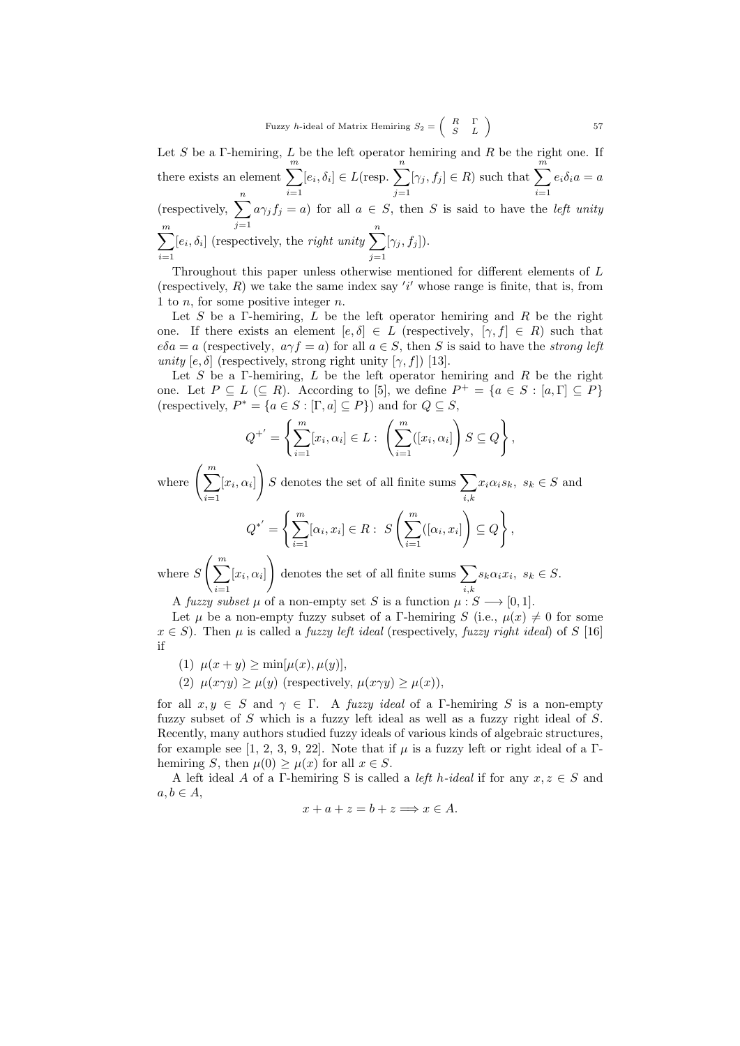Let $S$ be a $\Gamma$-hemiring, $L$ be the left operator hemiring and $R$ be the right one. If there exists an element $\displaystyle\sum_{i=1}^{m}[e_i, \delta_i] \in L$(resp. $\displaystyle\sum_{j=1}^{n}[\gamma_j, f_j] \in R$) such that $\displaystyle\sum_{i=1}^{m} e_i\delta_i a = a$ (respectively, $\displaystyle\sum_{j=1}^{n} a\gamma_j f_j = a$) for all $a \in S$, then $S$ is said to have the *left unity* $\displaystyle\sum_{i=1}^{m}[e_i, \delta_i]$ (respectively, the *right unity* $\displaystyle\sum_{j=1}^{n}[\gamma_j, f_j]$).

Throughout this paper unless otherwise mentioned for different elements of $L$ (respectively, $R$) we take the same index say $'i'$ whose range is finite, that is, from 1 to $n$, for some positive integer $n$.

Let $S$ be a $\Gamma$-hemiring, $L$ be the left operator hemiring and $R$ be the right one. If there exists an element $[e, \delta] \in L$ (respectively, $[\gamma, f] \in R$) such that $e\delta a = a$ (respectively, $a\gamma f = a$) for all $a \in S$, then $S$ is said to have the *strong left unity* $[e, \delta]$ (respectively, strong right unity $[\gamma, f]$) [13].

Let $S$ be a $\Gamma$-hemiring, $L$ be the left operator hemiring and $R$ be the right one. Let $P \subseteq L$ ($\subseteq R$). According to [5], we define $P^+ = \{a \in S : [a, \Gamma] \subseteq P\}$ (respectively, $P^* = \{a \in S : [\Gamma, a] \subseteq P\}$) and for $Q \subseteq S$,

$$Q^{+'} = \left\{ \sum_{i=1}^{m}[x_i, \alpha_i] \in L : \left( \sum_{i=1}^{m}([x_i, \alpha_i] \right) S \subseteq Q \right\},$$

where $\left( \displaystyle\sum_{i=1}^{m}[x_i, \alpha_i] \right) S$ denotes the set of all finite sums $\displaystyle\sum_{i,k} x_i\alpha_i s_k$, $s_k \in S$ and

$$Q^{*'} = \left\{ \sum_{i=1}^{m}[\alpha_i, x_i] \in R : S \left( \sum_{i=1}^{m}([\alpha_i, x_i] \right) \subseteq Q \right\},$$

where $S \left( \displaystyle\sum_{i=1}^{m}[x_i, \alpha_i] \right)$ denotes the set of all finite sums $\displaystyle\sum_{i,k} s_k\alpha_i x_i$, $s_k \in S$.

A *fuzzy subset* $\mu$ of a non-empty set $S$ is a function $\mu : S \longrightarrow [0, 1]$.

Let $\mu$ be a non-empty fuzzy subset of a $\Gamma$-hemiring $S$ (i.e., $\mu(x) \neq 0$ for some $x \in S$). Then $\mu$ is called a *fuzzy left ideal* (respectively, *fuzzy right ideal*) of $S$ [16] if

(1) $\mu(x + y) \geq \min[\mu(x), \mu(y)]$,

(2) $\mu(x\gamma y) \geq \mu(y)$ (respectively, $\mu(x\gamma y) \geq \mu(x)$),

for all $x, y \in S$ and $\gamma \in \Gamma$. A *fuzzy ideal* of a $\Gamma$-hemiring $S$ is a non-empty fuzzy subset of $S$ which is a fuzzy left ideal as well as a fuzzy right ideal of $S$. Recently, many authors studied fuzzy ideals of various kinds of algebraic structures, for example see [1, 2, 3, 9, 22]. Note that if $\mu$ is a fuzzy left or right ideal of a $\Gamma$-hemiring $S$, then $\mu(0) \geq \mu(x)$ for all $x \in S$.

A left ideal $A$ of a $\Gamma$-hemiring S is called a *left h-ideal* if for any $x, z \in S$ and $a, b \in A$,

$$x + a + z = b + z \Longrightarrow x \in A.$$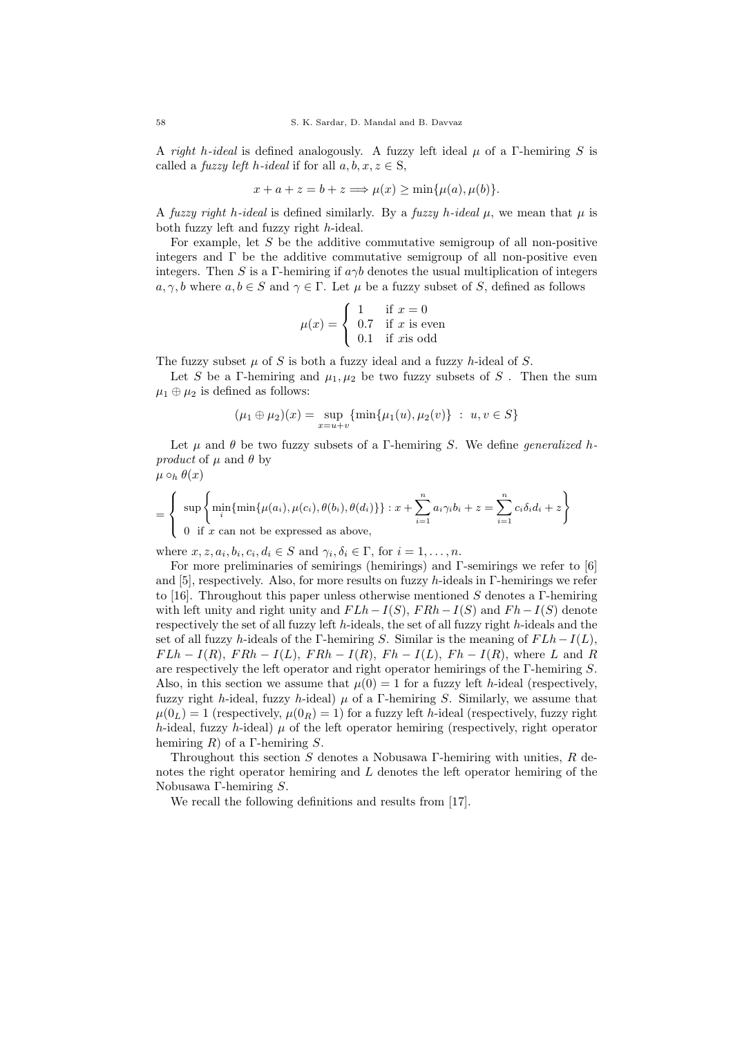A *right h-ideal* is defined analogously. A fuzzy left ideal $\mu$ of a $\Gamma$-hemiring $S$ is called a *fuzzy left h-ideal* if for all $a, b, x, z \in$ S,

$$x + a + z = b + z \Longrightarrow \mu(x) \geq \min\{\mu(a), \mu(b)\}.$$

A *fuzzy right h-ideal* is defined similarly. By a *fuzzy h-ideal* $\mu$, we mean that $\mu$ is both fuzzy left and fuzzy right $h$-ideal.

For example, let $S$ be the additive commutative semigroup of all non-positive integers and $\Gamma$ be the additive commutative semigroup of all non-positive even integers. Then $S$ is a $\Gamma$-hemiring if $a\gamma b$ denotes the usual multiplication of integers $a, \gamma, b$ where $a, b \in S$ and $\gamma \in \Gamma$. Let $\mu$ be a fuzzy subset of $S$, defined as follows

$$\mu(x) = \begin{cases} 1 & \text{if } x = 0 \\ 0.7 & \text{if } x \text{ is even} \\ 0.1 & \text{if } x \text{is odd} \end{cases}$$

The fuzzy subset $\mu$ of $S$ is both a fuzzy ideal and a fuzzy $h$-ideal of $S$.

Let $S$ be a $\Gamma$-hemiring and $\mu_1, \mu_2$ be two fuzzy subsets of $S$ . Then the sum $\mu_1 \oplus \mu_2$ is defined as follows:

$$(\mu_1 \oplus \mu_2)(x) = \sup_{x=u+v} \{\min\{\mu_1(u), \mu_2(v)\} \ : \ u, v \in S\}$$

Let $\mu$ and $\theta$ be two fuzzy subsets of a $\Gamma$-hemiring $S$. We define *generalized h-product* of $\mu$ and $\theta$ by

$\mu \circ_h \theta(x)$

$$= \begin{cases} \sup\left\{\min_i\{\min\{\mu(a_i), \mu(c_i), \theta(b_i), \theta(d_i)\}\} : x + \sum_{i=1}^{n} a_i\gamma_i b_i + z = \sum_{i=1}^{n} c_i\delta_i d_i + z\right\} \\ 0 \ \text{ if } x \text{ can not be expressed as above,} \end{cases}$$

where $x, z, a_i, b_i, c_i, d_i \in S$ and $\gamma_i, \delta_i \in \Gamma$, for $i = 1, \ldots, n$.

For more preliminaries of semirings (hemirings) and $\Gamma$-semirings we refer to [6] and [5], respectively. Also, for more results on fuzzy $h$-ideals in $\Gamma$-hemirings we refer to [16]. Throughout this paper unless otherwise mentioned $S$ denotes a $\Gamma$-hemiring with left unity and right unity and $FLh-I(S)$, $FRh-I(S)$ and $Fh-I(S)$ denote respectively the set of all fuzzy left $h$-ideals, the set of all fuzzy right $h$-ideals and the set of all fuzzy $h$-ideals of the $\Gamma$-hemiring $S$. Similar is the meaning of $FLh-I(L)$, $FLh-I(R)$, $FRh-I(L)$, $FRh-I(R)$, $Fh-I(L)$, $Fh-I(R)$, where $L$ and $R$ are respectively the left operator and right operator hemirings of the $\Gamma$-hemiring $S$. Also, in this section we assume that $\mu(0) = 1$ for a fuzzy left $h$-ideal (respectively, fuzzy right $h$-ideal, fuzzy $h$-ideal) $\mu$ of a $\Gamma$-hemiring $S$. Similarly, we assume that $\mu(0_L) = 1$ (respectively, $\mu(0_R) = 1$) for a fuzzy left $h$-ideal (respectively, fuzzy right $h$-ideal, fuzzy $h$-ideal) $\mu$ of the left operator hemiring (respectively, right operator hemiring $R$) of a $\Gamma$-hemiring $S$.

Throughout this section $S$ denotes a Nobusawa $\Gamma$-hemiring with unities, $R$ denotes the right operator hemiring and $L$ denotes the left operator hemiring of the Nobusawa $\Gamma$-hemiring $S$.

We recall the following definitions and results from [17].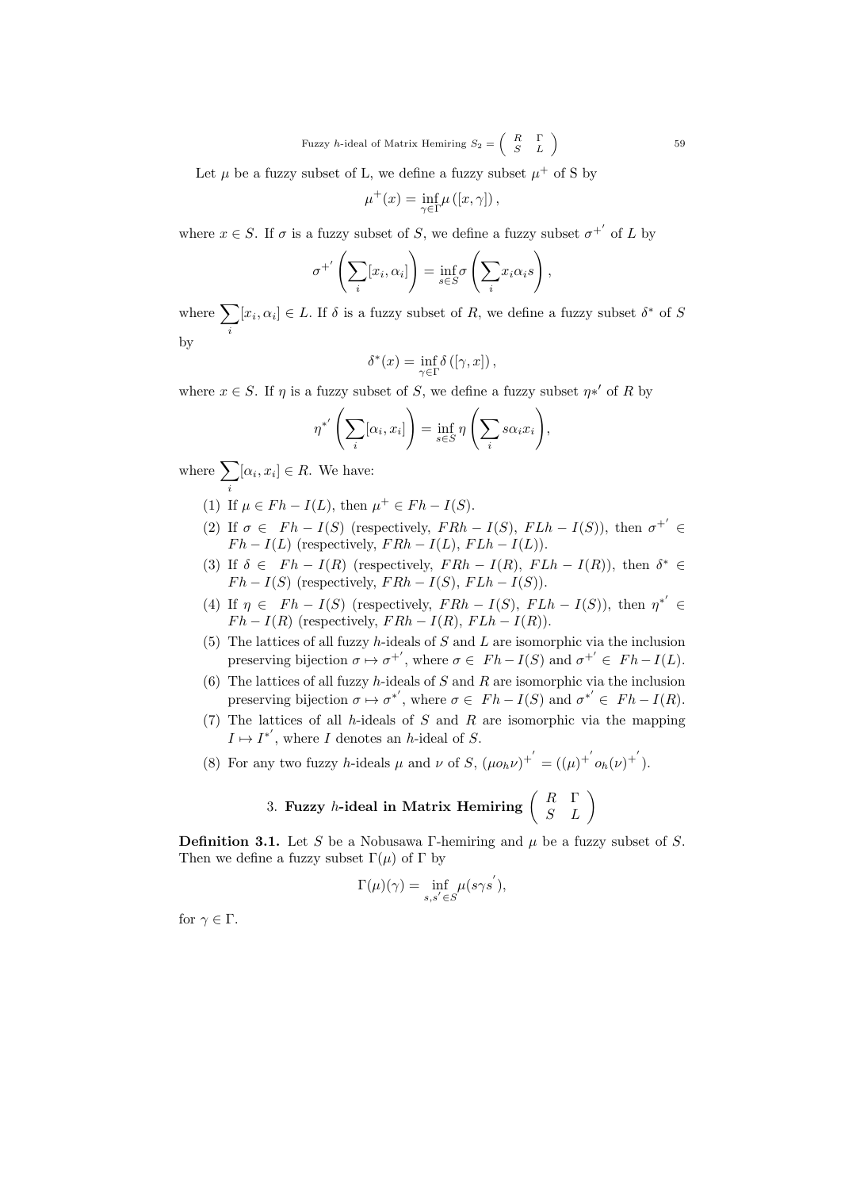Let $\mu$ be a fuzzy subset of L, we define a fuzzy subset $\mu^+$ of S by

$$\mu^+(x) = \inf_{\gamma\in\Gamma} \mu\left([x,\gamma]\right),$$

where $x \in S$. If $\sigma$ is a fuzzy subset of $S$, we define a fuzzy subset $\sigma^{+'}$ of $L$ by

$$\sigma^{+'}\left(\sum_i [x_i, \alpha_i]\right) = \inf_{s\in S} \sigma\left(\sum_i x_i \alpha_i s\right),$$

where $\sum_i [x_i, \alpha_i] \in L$. If $\delta$ is a fuzzy subset of $R$, we define a fuzzy subset $\delta^*$ of $S$ by

$$\delta^*(x) = \inf_{\gamma\in\Gamma} \delta\left([\gamma, x]\right),$$

where $x \in S$. If $\eta$ is a fuzzy subset of $S$, we define a fuzzy subset $\eta*'$ of $R$ by

$$\eta^{*'}\left(\sum_i [\alpha_i, x_i]\right) = \inf_{s\in S} \eta\left(\sum_i s\alpha_i x_i\right),$$

where $\sum_i [\alpha_i, x_i] \in R$. We have:

(1) If $\mu \in Fh-I(L)$, then $\mu^+ \in Fh-I(S)$.

(2) If $\sigma \in Fh-I(S)$ (respectively, $FRh-I(S)$, $FLh-I(S)$), then $\sigma^{+'} \in Fh-I(L)$ (respectively, $FRh-I(L)$, $FLh-I(L)$).

(3) If $\delta \in Fh-I(R)$ (respectively, $FRh-I(R)$, $FLh-I(R)$), then $\delta^* \in Fh-I(S)$ (respectively, $FRh-I(S)$, $FLh-I(S)$).

(4) If $\eta \in Fh-I(S)$ (respectively, $FRh-I(S)$, $FLh-I(S)$), then $\eta^{*'} \in Fh-I(R)$ (respectively, $FRh-I(R)$, $FLh-I(R)$).

(5) The lattices of all fuzzy $h$-ideals of $S$ and $L$ are isomorphic via the inclusion preserving bijection $\sigma \mapsto \sigma^{+'}$, where $\sigma \in Fh-I(S)$ and $\sigma^{+'} \in Fh-I(L)$.

(6) The lattices of all fuzzy $h$-ideals of $S$ and $R$ are isomorphic via the inclusion preserving bijection $\sigma \mapsto \sigma^{*'}$, where $\sigma \in Fh-I(S)$ and $\sigma^{*'} \in Fh-I(R)$.

(7) The lattices of all $h$-ideals of $S$ and $R$ are isomorphic via the mapping $I \mapsto I^{*'}$, where $I$ denotes an $h$-ideal of $S$.

(8) For any two fuzzy $h$-ideals $\mu$ and $\nu$ of $S$, $(\mu o_h \nu)^{+'} = ((\mu)^{+'} o_h (\nu)^{+'})$.

## 3. Fuzzy $h$-ideal in Matrix Hemiring $\begin{pmatrix} R & \Gamma \\ S & L \end{pmatrix}$

**Definition 3.1.** Let $S$ be a Nobusawa $\Gamma$-hemiring and $\mu$ be a fuzzy subset of $S$. Then we define a fuzzy subset $\Gamma(\mu)$ of $\Gamma$ by

$$\Gamma(\mu)(\gamma) = \inf_{s,s'\in S} \mu(s\gamma s'),$$

for $\gamma \in \Gamma$.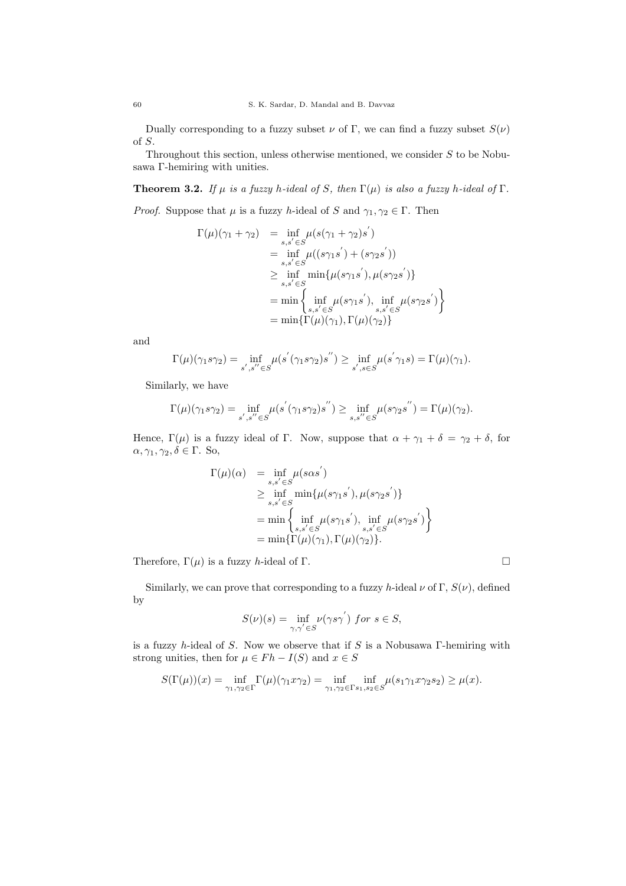Dually corresponding to a fuzzy subset $\nu$ of $\Gamma$, we can find a fuzzy subset $S(\nu)$ of $S$.

Throughout this section, unless otherwise mentioned, we consider $S$ to be Nobusawa $\Gamma$-hemiring with unities.

**Theorem 3.2.** *If $\mu$ is a fuzzy $h$-ideal of $S$, then $\Gamma(\mu)$ is also a fuzzy $h$-ideal of $\Gamma$.*

*Proof.* Suppose that $\mu$ is a fuzzy $h$-ideal of $S$ and $\gamma_1, \gamma_2 \in \Gamma$. Then

$$\begin{aligned}
\Gamma(\mu)(\gamma_1 + \gamma_2) &= \inf_{s,s' \in S} \mu(s(\gamma_1 + \gamma_2)s') \\
&= \inf_{s,s' \in S} \mu((s\gamma_1 s') + (s\gamma_2 s')) \\
&\geq \inf_{s,s' \in S} \min\{\mu(s\gamma_1 s'), \mu(s\gamma_2 s')\} \\
&= \min\left\{ \inf_{s,s' \in S} \mu(s\gamma_1 s'), \inf_{s,s' \in S} \mu(s\gamma_2 s') \right\} \\
&= \min\{\Gamma(\mu)(\gamma_1), \Gamma(\mu)(\gamma_2)\}
\end{aligned}$$

and

$$\Gamma(\mu)(\gamma_1 s \gamma_2) = \inf_{s',s'' \in S} \mu(s'(\gamma_1 s \gamma_2)s'') \geq \inf_{s',s \in S} \mu(s'\gamma_1 s) = \Gamma(\mu)(\gamma_1).$$

Similarly, we have

$$\Gamma(\mu)(\gamma_1 s \gamma_2) = \inf_{s',s'' \in S} \mu(s'(\gamma_1 s \gamma_2)s'') \geq \inf_{s,s'' \in S} \mu(s\gamma_2 s'') = \Gamma(\mu)(\gamma_2).$$

Hence, $\Gamma(\mu)$ is a fuzzy ideal of $\Gamma$. Now, suppose that $\alpha + \gamma_1 + \delta = \gamma_2 + \delta$, for $\alpha, \gamma_1, \gamma_2, \delta \in \Gamma$. So,

$$\begin{aligned}
\Gamma(\mu)(\alpha) &= \inf_{s,s' \in S} \mu(s\alpha s') \\
&\geq \inf_{s,s' \in S} \min\{\mu(s\gamma_1 s'), \mu(s\gamma_2 s')\} \\
&= \min\left\{ \inf_{s,s' \in S} \mu(s\gamma_1 s'), \inf_{s,s' \in S} \mu(s\gamma_2 s') \right\} \\
&= \min\{\Gamma(\mu)(\gamma_1), \Gamma(\mu)(\gamma_2)\}.
\end{aligned}$$

Therefore, $\Gamma(\mu)$ is a fuzzy $h$-ideal of $\Gamma$. □

Similarly, we can prove that corresponding to a fuzzy $h$-ideal $\nu$ of $\Gamma$, $S(\nu)$, defined by

$$S(\nu)(s) = \inf_{\gamma,\gamma' \in S} \nu(\gamma s \gamma') \ for \ s \in S,$$

is a fuzzy $h$-ideal of $S$. Now we observe that if $S$ is a Nobusawa $\Gamma$-hemiring with strong unities, then for $\mu \in Fh - I(S)$ and $x \in S$

$$S(\Gamma(\mu))(x) = \inf_{\gamma_1,\gamma_2 \in \Gamma} \Gamma(\mu)(\gamma_1 x \gamma_2) = \inf_{\gamma_1,\gamma_2 \in \Gamma} \inf_{s_1,s_2 \in S} \mu(s_1\gamma_1 x \gamma_2 s_2) \geq \mu(x).$$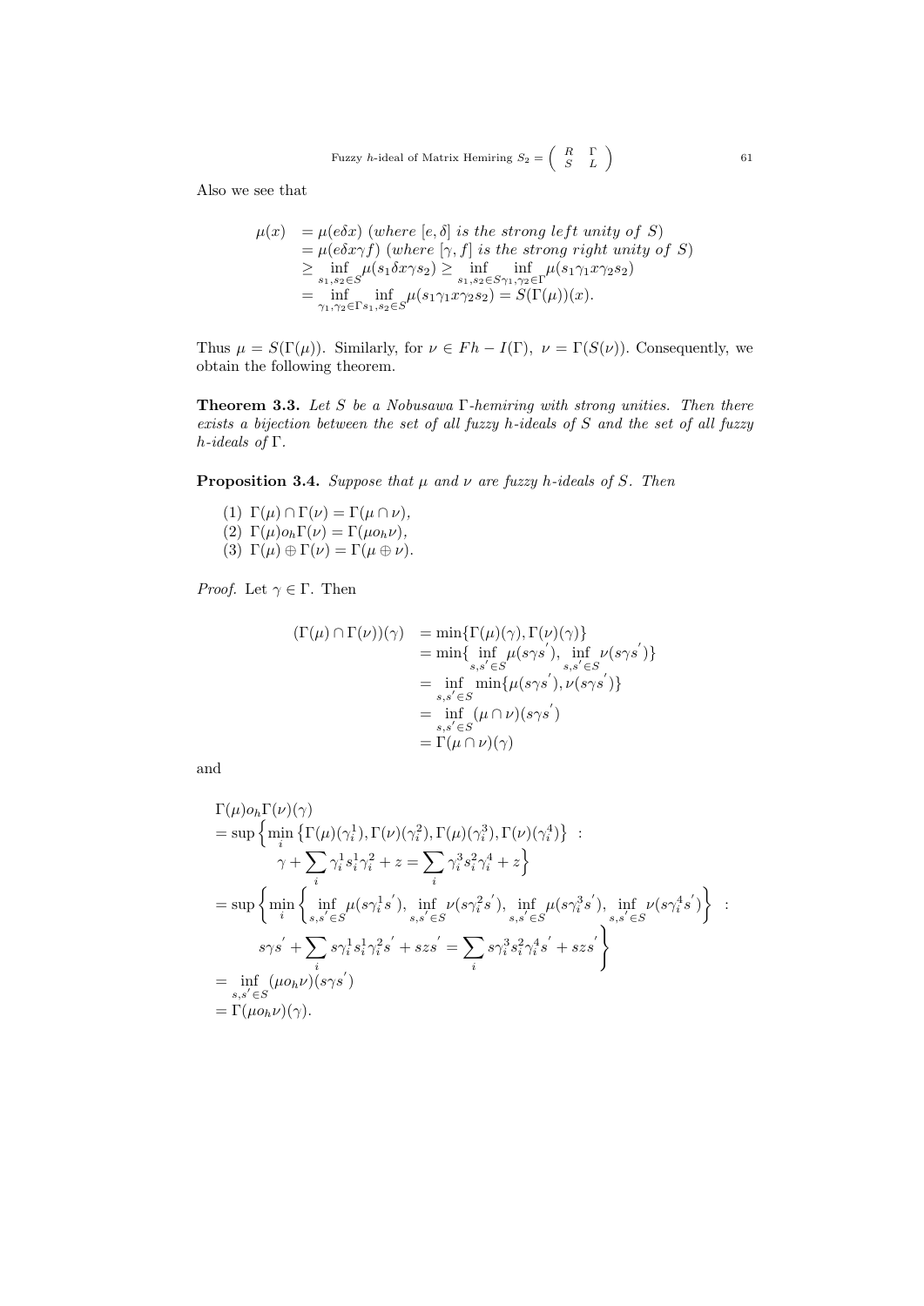Also we see that

$$
\begin{aligned}
\mu(x) &= \mu(e\delta x) \ (\textit{where } [e,\delta] \textit{ is the strong left unity of } S) \\
&= \mu(e\delta x\gamma f) \ (\textit{where } [\gamma, f] \textit{ is the strong right unity of } S) \\
&\geq \inf_{s_1,s_2\in S} \mu(s_1\delta x\gamma s_2) \geq \inf_{s_1,s_2\in S} \inf_{\gamma_1,\gamma_2\in\Gamma} \mu(s_1\gamma_1 x\gamma_2 s_2) \\
&= \inf_{\gamma_1,\gamma_2\in\Gamma} \inf_{s_1,s_2\in S} \mu(s_1\gamma_1 x\gamma_2 s_2) = S(\Gamma(\mu))(x).
\end{aligned}
$$

Thus $\mu = S(\Gamma(\mu))$. Similarly, for $\nu \in Fh-I(\Gamma)$, $\nu = \Gamma(S(\nu))$. Consequently, we obtain the following theorem.

**Theorem 3.3.** *Let $S$ be a Nobusawa $\Gamma$-hemiring with strong unities. Then there exists a bijection between the set of all fuzzy $h$-ideals of $S$ and the set of all fuzzy $h$-ideals of $\Gamma$.*

**Proposition 3.4.** *Suppose that $\mu$ and $\nu$ are fuzzy $h$-ideals of $S$. Then*

(1) $\Gamma(\mu) \cap \Gamma(\nu) = \Gamma(\mu \cap \nu)$,
(2) $\Gamma(\mu) o_h \Gamma(\nu) = \Gamma(\mu o_h \nu)$,
(3) $\Gamma(\mu) \oplus \Gamma(\nu) = \Gamma(\mu \oplus \nu)$.

*Proof.* Let $\gamma \in \Gamma$. Then

$$
\begin{aligned}
(\Gamma(\mu) \cap \Gamma(\nu))(\gamma) &= \min\{\Gamma(\mu)(\gamma), \Gamma(\nu)(\gamma)\} \\
&= \min\{\inf_{s,s'\in S} \mu(s\gamma s'), \inf_{s,s'\in S} \nu(s\gamma s')\} \\
&= \inf_{s,s'\in S} \min\{\mu(s\gamma s'), \nu(s\gamma s')\} \\
&= \inf_{s,s'\in S} (\mu \cap \nu)(s\gamma s') \\
&= \Gamma(\mu \cap \nu)(\gamma)
\end{aligned}
$$

and

$$
\begin{aligned}
&\Gamma(\mu) o_h \Gamma(\nu)(\gamma) \\
&= \sup\Big\{\min_i \left\{\Gamma(\mu)(\gamma_i^1), \Gamma(\nu)(\gamma_i^2), \Gamma(\mu)(\gamma_i^3), \Gamma(\nu)(\gamma_i^4)\right\} \ : \\
&\qquad \gamma + \sum_i \gamma_i^1 s_i^1 \gamma_i^2 + z = \sum_i \gamma_i^3 s_i^2 \gamma_i^4 + z\Big\} \\
&= \sup\left\{\min_i \left\{\inf_{s,s'\in S} \mu(s\gamma_i^1 s'), \inf_{s,s'\in S} \nu(s\gamma_i^2 s'), \inf_{s,s'\in S} \mu(s\gamma_i^3 s'), \inf_{s,s'\in S} \nu(s\gamma_i^4 s')\right\} \ : \right. \\
&\qquad \left. s\gamma s' + \sum_i s\gamma_i^1 s_i^1 \gamma_i^2 s' + szs' = \sum_i s\gamma_i^3 s_i^2 \gamma_i^4 s' + szs'\right\} \\
&= \inf_{s,s'\in S} (\mu o_h \nu)(s\gamma s') \\
&= \Gamma(\mu o_h \nu)(\gamma).
\end{aligned}
$$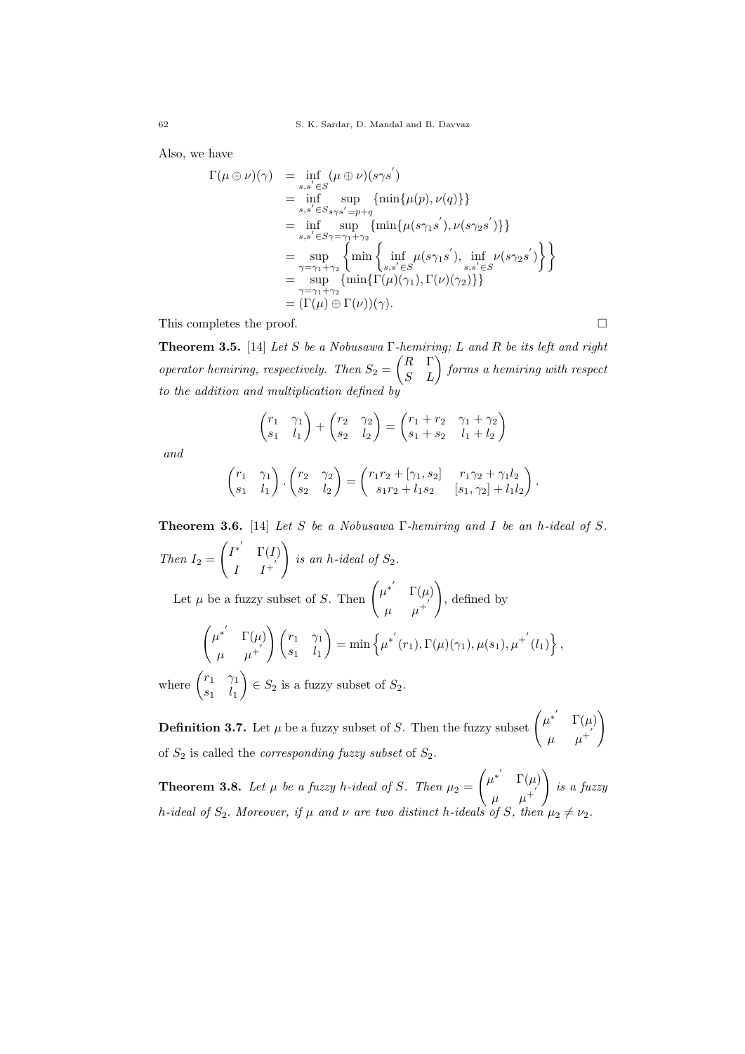Also, we have

$$
\begin{aligned}
\Gamma(\mu \oplus \nu)(\gamma) &= \inf_{s,s' \in S} (\mu \oplus \nu)(s\gamma s') \\
&= \inf_{s,s' \in S} \sup_{s\gamma s' = p+q} \{\min\{\mu(p), \nu(q)\}\} \\
&= \inf_{s,s' \in S} \sup_{\gamma = \gamma_1 + \gamma_2} \{\min\{\mu(s\gamma_1 s'), \nu(s\gamma_2 s')\}\} \\
&= \sup_{\gamma = \gamma_1 + \gamma_2} \left\{ \min \left\{ \inf_{s,s' \in S} \mu(s\gamma_1 s'), \inf_{s,s' \in S} \nu(s\gamma_2 s') \right\} \right\} \\
&= \sup_{\gamma = \gamma_1 + \gamma_2} \{\min\{\Gamma(\mu)(\gamma_1), \Gamma(\nu)(\gamma_2)\}\} \\
&= (\Gamma(\mu) \oplus \Gamma(\nu))(\gamma).
\end{aligned}
$$

This completes the proof. □

**Theorem 3.5.** [14] *Let $S$ be a Nobusawa $\Gamma$-hemiring; $L$ and $R$ be its left and right operator hemiring, respectively. Then $S_2 = \begin{pmatrix} R & \Gamma \\ S & L \end{pmatrix}$ forms a hemiring with respect to the addition and multiplication defined by*

$$
\begin{pmatrix} r_1 & \gamma_1 \\ s_1 & l_1 \end{pmatrix} + \begin{pmatrix} r_2 & \gamma_2 \\ s_2 & l_2 \end{pmatrix} = \begin{pmatrix} r_1 + r_2 & \gamma_1 + \gamma_2 \\ s_1 + s_2 & l_1 + l_2 \end{pmatrix}
$$

*and*

$$
\begin{pmatrix} r_1 & \gamma_1 \\ s_1 & l_1 \end{pmatrix} \cdot \begin{pmatrix} r_2 & \gamma_2 \\ s_2 & l_2 \end{pmatrix} = \begin{pmatrix} r_1 r_2 + [\gamma_1, s_2] & r_1 \gamma_2 + \gamma_1 l_2 \\ s_1 r_2 + l_1 s_2 & [s_1, \gamma_2] + l_1 l_2 \end{pmatrix}.
$$

**Theorem 3.6.** [14] *Let $S$ be a Nobusawa $\Gamma$-hemiring and $I$ be an $h$-ideal of $S$. Then $I_2 = \begin{pmatrix} I^{*'} & \Gamma(I) \\ I & I^{+'} \end{pmatrix}$ is an $h$-ideal of $S_2$.*

Let $\mu$ be a fuzzy subset of $S$. Then $\begin{pmatrix} \mu^{*'} & \Gamma(\mu) \\ \mu & \mu^{+'} \end{pmatrix}$, defined by

$$
\begin{pmatrix} \mu^{*'} & \Gamma(\mu) \\ \mu & \mu^{+'} \end{pmatrix} \begin{pmatrix} r_1 & \gamma_1 \\ s_1 & l_1 \end{pmatrix} = \min \left\{ \mu^{*'}(r_1), \Gamma(\mu)(\gamma_1), \mu(s_1), \mu^{+'}(l_1) \right\},
$$

where $\begin{pmatrix} r_1 & \gamma_1 \\ s_1 & l_1 \end{pmatrix} \in S_2$ is a fuzzy subset of $S_2$.

**Definition 3.7.** Let $\mu$ be a fuzzy subset of $S$. Then the fuzzy subset $\begin{pmatrix} \mu^{*'} & \Gamma(\mu) \\ \mu & \mu^{+'} \end{pmatrix}$ of $S_2$ is called the *corresponding fuzzy subset* of $S_2$.

**Theorem 3.8.** *Let $\mu$ be a fuzzy $h$-ideal of $S$. Then $\mu_2 = \begin{pmatrix} \mu^{*'} & \Gamma(\mu) \\ \mu & \mu^{+'} \end{pmatrix}$ is a fuzzy $h$-ideal of $S_2$. Moreover, if $\mu$ and $\nu$ are two distinct $h$-ideals of $S$, then $\mu_2 \neq \nu_2$.*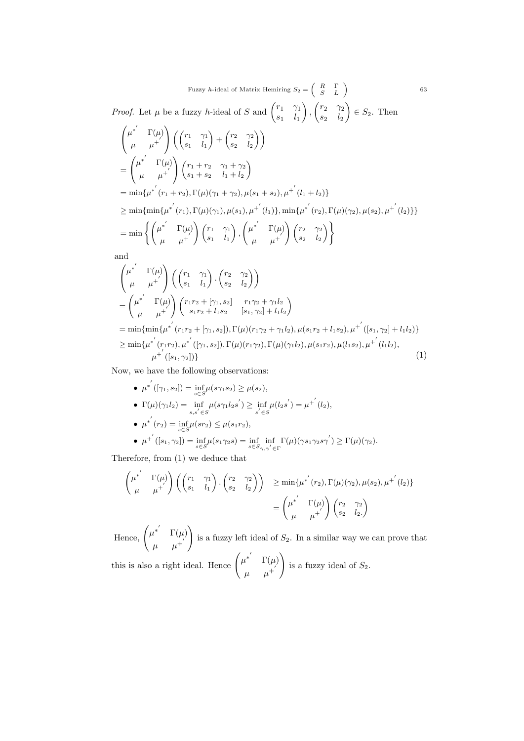*Proof.* Let $\mu$ be a fuzzy $h$-ideal of $S$ and $\begin{pmatrix} r_1 & \gamma_1 \\ s_1 & l_1 \end{pmatrix}, \begin{pmatrix} r_2 & \gamma_2 \\ s_2 & l_2 \end{pmatrix} \in S_2$. Then

$$
\begin{aligned}
&\begin{pmatrix} \mu^{*'} & \Gamma(\mu) \\ \mu & \mu^{+'} \end{pmatrix} \left( \begin{pmatrix} r_1 & \gamma_1 \\ s_1 & l_1 \end{pmatrix} + \begin{pmatrix} r_2 & \gamma_2 \\ s_2 & l_2 \end{pmatrix} \right) \\
&= \begin{pmatrix} \mu^{*'} & \Gamma(\mu) \\ \mu & \mu^{+'} \end{pmatrix} \begin{pmatrix} r_1 + r_2 & \gamma_1 + \gamma_2 \\ s_1 + s_2 & l_1 + l_2 \end{pmatrix} \\
&= \min\{\mu^{*'}(r_1 + r_2), \Gamma(\mu)(\gamma_1 + \gamma_2), \mu(s_1 + s_2), \mu^{+'}(l_1 + l_2)\} \\
&\geq \min\{\min\{\mu^{*'}(r_1), \Gamma(\mu)(\gamma_1), \mu(s_1), \mu^{+'}(l_1)\}, \min\{\mu^{*'}(r_2), \Gamma(\mu)(\gamma_2), \mu(s_2), \mu^{+'}(l_2)\}\} \\
&= \min\left\{ \begin{pmatrix} \mu^{*'} & \Gamma(\mu) \\ \mu & \mu^{+'} \end{pmatrix} \begin{pmatrix} r_1 & \gamma_1 \\ s_1 & l_1 \end{pmatrix}, \begin{pmatrix} \mu^{*'} & \Gamma(\mu) \\ \mu & \mu^{+'} \end{pmatrix} \begin{pmatrix} r_2 & \gamma_2 \\ s_2 & l_2 \end{pmatrix} \right\}
\end{aligned}
$$

and

$$
\begin{aligned}
&\begin{pmatrix} \mu^{*'} & \Gamma(\mu) \\ \mu & \mu^{+'} \end{pmatrix} \left( \begin{pmatrix} r_1 & \gamma_1 \\ s_1 & l_1 \end{pmatrix} \cdot \begin{pmatrix} r_2 & \gamma_2 \\ s_2 & l_2 \end{pmatrix} \right) \\
&= \begin{pmatrix} \mu^{*'} & \Gamma(\mu) \\ \mu & \mu^{+'} \end{pmatrix} \begin{pmatrix} r_1 r_2 + [\gamma_1, s_2] & r_1\gamma_2 + \gamma_1 l_2 \\ s_1 r_2 + l_1 s_2 & [s_1, \gamma_2] + l_1 l_2 \end{pmatrix} \\
&= \min\{\min\{\mu^{*'}(r_1 r_2 + [\gamma_1, s_2]), \Gamma(\mu)(r_1\gamma_2 + \gamma_1 l_2), \mu(s_1 r_2 + l_1 s_2), \mu^{+'}([s_1, \gamma_2] + l_1 l_2)\} \\
&\geq \min\{\mu^{*'}(r_1 r_2), \mu^{*'}([\gamma_1, s_2]), \Gamma(\mu)(r_1\gamma_2), \Gamma(\mu)(\gamma_1 l_2), \mu(s_1 r_2), \mu(l_1 s_2), \mu^{+'}(l_1 l_2), \\
&\qquad \mu^{+'}([s_1, \gamma_2])\} \qquad (1)
\end{aligned}
$$

Now, we have the following observations:

- $\mu^{*'}([\gamma_1, s_2]) = \inf_{s \in S} \mu(s\gamma_1 s_2) \geq \mu(s_2)$,
- $\Gamma(\mu)(\gamma_1 l_2) = \inf_{s, s' \in S} \mu(s\gamma_1 l_2 s') \geq \inf_{s' \in S} \mu(l_2 s') = \mu^{+'}(l_2)$,
- $\mu^{*'}(r_2) = \inf_{s \in S} \mu(s r_2) \leq \mu(s_1 r_2)$,
- $\mu^{+'}([s_1, \gamma_2]) = \inf_{s \in S} \mu(s_1 \gamma_2 s) = \inf_{s \in S} \inf_{\gamma, \gamma' \in \Gamma} \Gamma(\mu)(\gamma s_1 \gamma_2 s \gamma') \geq \Gamma(\mu)(\gamma_2)$.

Therefore, from (1) we deduce that

$$
\begin{aligned}
\begin{pmatrix} \mu^{*'} & \Gamma(\mu) \\ \mu & \mu^{+'} \end{pmatrix} \left( \begin{pmatrix} r_1 & \gamma_1 \\ s_1 & l_1 \end{pmatrix} \cdot \begin{pmatrix} r_2 & \gamma_2 \\ s_2 & l_2 \end{pmatrix} \right) &\geq \min\{\mu^{*'}(r_2), \Gamma(\mu)(\gamma_2), \mu(s_2), \mu^{+'}(l_2)\} \\
&= \begin{pmatrix} \mu^{*'} & \Gamma(\mu) \\ \mu & \mu^{+'} \end{pmatrix} \begin{pmatrix} r_2 & \gamma_2 \\ s_2 & l_2. \end{pmatrix}
\end{aligned}
$$

Hence, $\begin{pmatrix} \mu^{*'} & \Gamma(\mu) \\ \mu & \mu^{+'} \end{pmatrix}$ is a fuzzy left ideal of $S_2$. In a similar way we can prove that this is also a right ideal. Hence $\begin{pmatrix} \mu^{*'} & \Gamma(\mu) \\ \mu & \mu^{+'} \end{pmatrix}$ is a fuzzy ideal of $S_2$.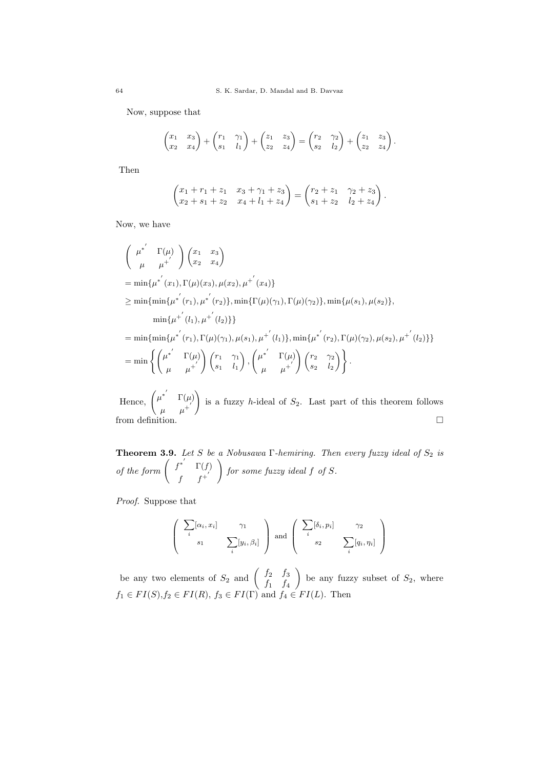Now, suppose that

$$\begin{pmatrix} x_1 & x_3 \\ x_2 & x_4 \end{pmatrix} + \begin{pmatrix} r_1 & \gamma_1 \\ s_1 & l_1 \end{pmatrix} + \begin{pmatrix} z_1 & z_3 \\ z_2 & z_4 \end{pmatrix} = \begin{pmatrix} r_2 & \gamma_2 \\ s_2 & l_2 \end{pmatrix} + \begin{pmatrix} z_1 & z_3 \\ z_2 & z_4 \end{pmatrix}.$$

Then

$$\begin{pmatrix} x_1 + r_1 + z_1 & x_3 + \gamma_1 + z_3 \\ x_2 + s_1 + z_2 & x_4 + l_1 + z_4 \end{pmatrix} = \begin{pmatrix} r_2 + z_1 & \gamma_2 + z_3 \\ s_1 + z_2 & l_2 + z_4 \end{pmatrix}.$$

Now, we have

$$\begin{aligned}
&\begin{pmatrix} \mu^{*'} & \Gamma(\mu) \\ \mu & \mu^{+'} \end{pmatrix} \begin{pmatrix} x_1 & x_3 \\ x_2 & x_4 \end{pmatrix} \\
&= \min\{\mu^{*'}(x_1), \Gamma(\mu)(x_3), \mu(x_2), \mu^{+'}(x_4)\} \\
&\geq \min\{\min\{\mu^{*'}(r_1), \mu^{*'}(r_2)\}, \min\{\Gamma(\mu)(\gamma_1), \Gamma(\mu)(\gamma_2)\}, \min\{\mu(s_1), \mu(s_2)\}, \\
&\qquad \min\{\mu^{+'}(l_1), \mu^{+'}(l_2)\}\} \\
&= \min\{\min\{\mu^{*'}(r_1), \Gamma(\mu)(\gamma_1), \mu(s_1), \mu^{+'}(l_1)\}, \min\{\mu^{*'}(r_2), \Gamma(\mu)(\gamma_2), \mu(s_2), \mu^{+'}(l_2)\}\} \\
&= \min\left\{ \begin{pmatrix} \mu^{*'} & \Gamma(\mu) \\ \mu & \mu^{+'} \end{pmatrix} \begin{pmatrix} r_1 & \gamma_1 \\ s_1 & l_1 \end{pmatrix}, \begin{pmatrix} \mu^{*'} & \Gamma(\mu) \\ \mu & \mu^{+'} \end{pmatrix} \begin{pmatrix} r_2 & \gamma_2 \\ s_2 & l_2 \end{pmatrix} \right\}.
\end{aligned}$$

Hence, $\begin{pmatrix} \mu^{*'} & \Gamma(\mu) \\ \mu & \mu^{+'} \end{pmatrix}$ is a fuzzy $h$-ideal of $S_2$. Last part of this theorem follows from definition. $\square$

**Theorem 3.9.** *Let $S$ be a Nobusawa $\Gamma$-hemiring. Then every fuzzy ideal of $S_2$ is of the form $\begin{pmatrix} f^{*'} & \Gamma(f) \\ f & f^{+'} \end{pmatrix}$ for some fuzzy ideal $f$ of $S$.*

*Proof.* Suppose that

$$\begin{pmatrix} \sum_i [\alpha_i, x_i] & \gamma_1 \\ s_1 & \sum_i [y_i, \beta_i] \end{pmatrix} \text{ and } \begin{pmatrix} \sum_i [\delta_i, p_i] & \gamma_2 \\ s_2 & \sum_i [q_i, \eta_i] \end{pmatrix}$$

be any two elements of $S_2$ and $\begin{pmatrix} f_2 & f_3 \\ f_1 & f_4 \end{pmatrix}$ be any fuzzy subset of $S_2$, where $f_1 \in FI(S)$, $f_2 \in FI(R)$, $f_3 \in FI(\Gamma)$ and $f_4 \in FI(L)$. Then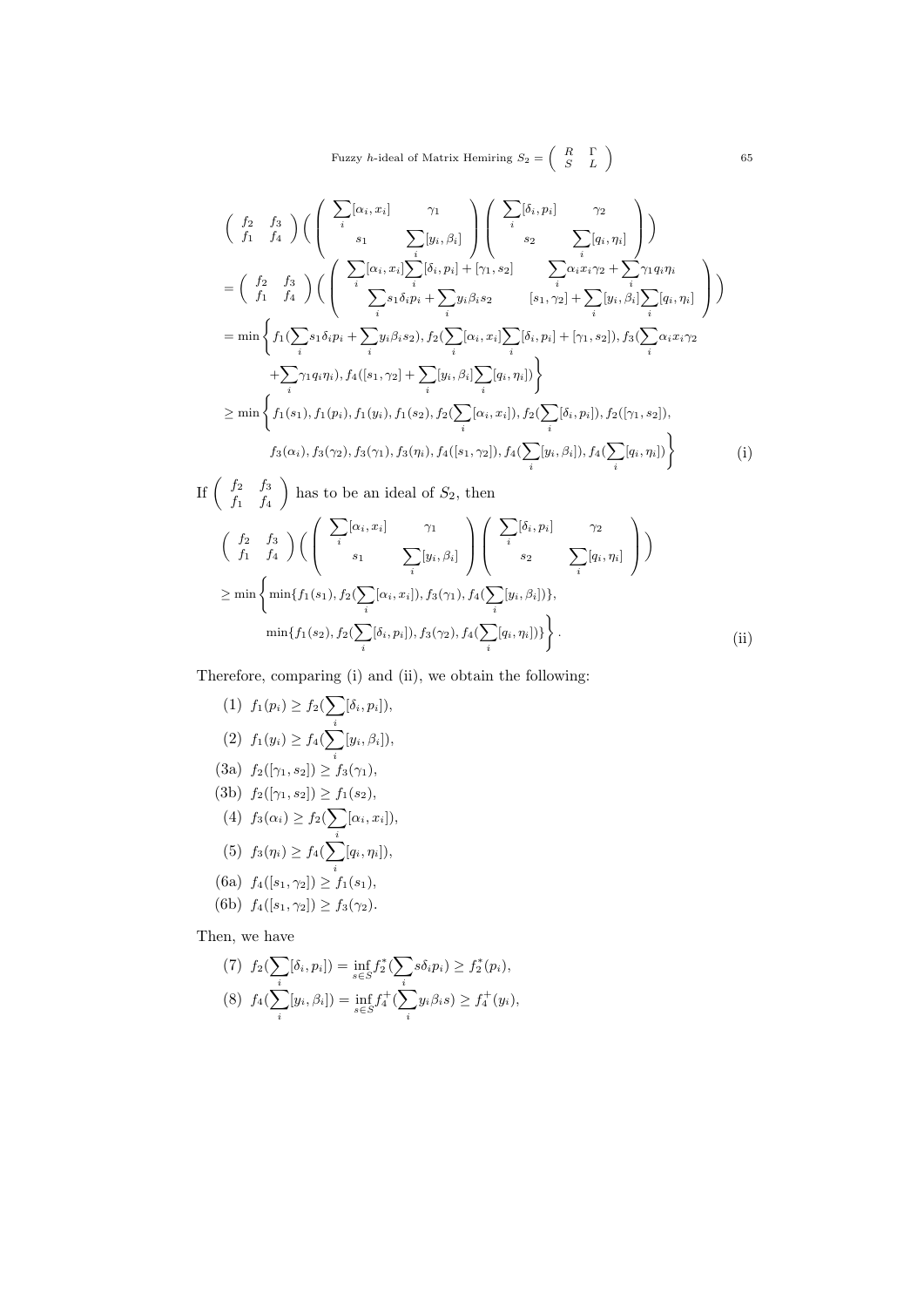$$
\begin{aligned}
&\begin{pmatrix} f_2 & f_3 \\ f_1 & f_4 \end{pmatrix}\left( \begin{pmatrix} \sum_i [\alpha_i, x_i] & \gamma_1 \\ s_1 & \sum_i [y_i, \beta_i] \end{pmatrix} \begin{pmatrix} \sum_i [\delta_i, p_i] & \gamma_2 \\ s_2 & \sum_i [q_i, \eta_i] \end{pmatrix} \right) \\
&= \begin{pmatrix} f_2 & f_3 \\ f_1 & f_4 \end{pmatrix}\left( \begin{pmatrix} \sum_i [\alpha_i, x_i] \sum_i [\delta_i, p_i] + [\gamma_1, s_2] & \sum_i \alpha_i x_i \gamma_2 + \sum_i \gamma_1 q_i \eta_i \\ \sum_i s_1 \delta_i p_i + \sum_i y_i \beta_i s_2 & [s_1, \gamma_2] + \sum_i [y_i, \beta_i] \sum_i [q_i, \eta_i] \end{pmatrix} \right) \\
&= \min \Bigg\{ f_1(\sum_i s_1 \delta_i p_i + \sum_i y_i \beta_i s_2), f_2(\sum_i [\alpha_i, x_i] \sum_i [\delta_i, p_i] + [\gamma_1, s_2]), f_3(\sum_i \alpha_i x_i \gamma_2 \\
&\qquad + \sum_i \gamma_1 q_i \eta_i), f_4([s_1, \gamma_2] + \sum_i [y_i, \beta_i] \sum_i [q_i, \eta_i]) \Bigg\} \\
&\geq \min \Bigg\{ f_1(s_1), f_1(p_i), f_1(y_i), f_1(s_2), f_2(\sum_i [\alpha_i, x_i]), f_2(\sum_i [\delta_i, p_i]), f_2([\gamma_1, s_2]), \\
&\qquad f_3(\alpha_i), f_3(\gamma_2), f_3(\gamma_1), f_3(\eta_i), f_4([s_1, \gamma_2]), f_4(\sum_i [y_i, \beta_i]), f_4(\sum_i [q_i, \eta_i]) \Bigg\} \qquad \text{(i)}
\end{aligned}
$$

If $\begin{pmatrix} f_2 & f_3 \\ f_1 & f_4 \end{pmatrix}$ has to be an ideal of $S_2$, then

$$
\begin{aligned}
&\begin{pmatrix} f_2 & f_3 \\ f_1 & f_4 \end{pmatrix}\left( \begin{pmatrix} \sum_i [\alpha_i, x_i] & \gamma_1 \\ s_1 & \sum_i [y_i, \beta_i] \end{pmatrix} \begin{pmatrix} \sum_i [\delta_i, p_i] & \gamma_2 \\ s_2 & \sum_i [q_i, \eta_i] \end{pmatrix} \right) \\
&\geq \min \Bigg\{ \min\{f_1(s_1), f_2(\sum_i [\alpha_i, x_i]), f_3(\gamma_1), f_4(\sum_i [y_i, \beta_i])\}, \\
&\qquad \min\{f_1(s_2), f_2(\sum_i [\delta_i, p_i]), f_3(\gamma_2), f_4(\sum_i [q_i, \eta_i])\} \Bigg\}. \qquad \text{(ii)}
\end{aligned}
$$

Therefore, comparing (i) and (ii), we obtain the following:

(1) $f_1(p_i) \geq f_2(\sum_i [\delta_i, p_i])$,

(2) $f_1(y_i) \geq f_4(\sum_i [y_i, \beta_i])$,

(3a) $f_2([\gamma_1, s_2]) \geq f_3(\gamma_1)$,

(3b) $f_2([\gamma_1, s_2]) \geq f_1(s_2)$,

(4) $f_3(\alpha_i) \geq f_2(\sum_i [\alpha_i, x_i])$,

(5) $f_3(\eta_i) \geq f_4(\sum_i [q_i, \eta_i])$,

(6a) $f_4([s_1, \gamma_2]) \geq f_1(s_1)$,

(6b) $f_4([s_1, \gamma_2]) \geq f_3(\gamma_2)$.

Then, we have

(7) $f_2(\sum_i [\delta_i, p_i]) = \inf_{s \in S} f_2^*(\sum_i s \delta_i p_i) \geq f_2^*(p_i)$,

(8) $f_4(\sum_i [y_i, \beta_i]) = \inf_{s \in S} f_4^+(\sum_i y_i \beta_i s) \geq f_4^+(y_i)$,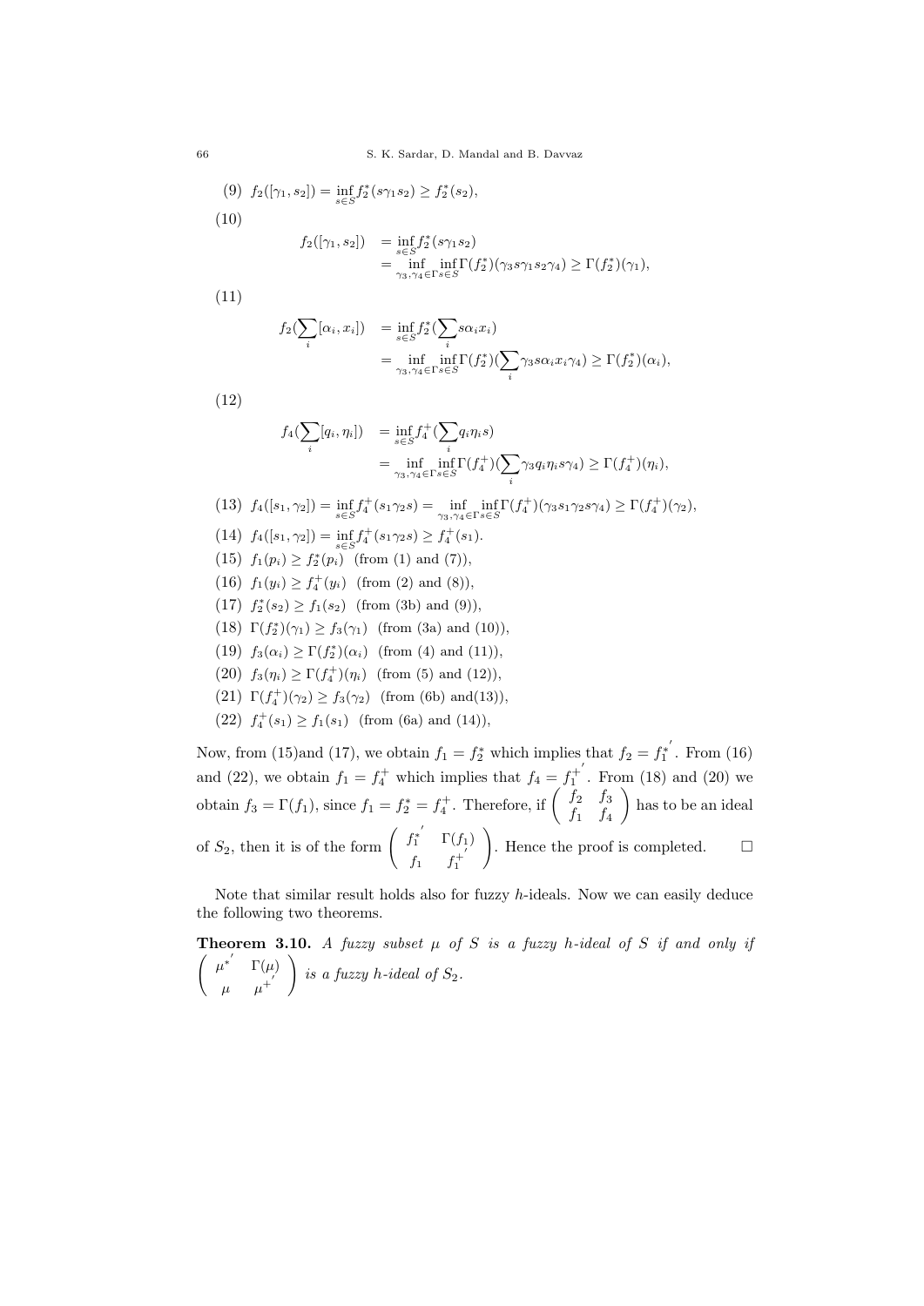(9) $f_2([\gamma_1, s_2]) = \inf\limits_{s\in S} f_2^*(s\gamma_1 s_2) \geq f_2^*(s_2)$,

(10)

$$\begin{aligned} f_2([\gamma_1, s_2]) &= \inf_{s\in S} f_2^*(s\gamma_1 s_2) \\ &= \inf_{\gamma_3,\gamma_4\in\Gamma}\inf_{s\in S}\Gamma(f_2^*)(\gamma_3 s\gamma_1 s_2\gamma_4) \geq \Gamma(f_2^*)(\gamma_1), \end{aligned}$$

(11)

$$\begin{aligned} f_2(\sum_i [\alpha_i, x_i]) &= \inf_{s\in S} f_2^*(\sum_i s\alpha_i x_i) \\ &= \inf_{\gamma_3,\gamma_4\in\Gamma}\inf_{s\in S}\Gamma(f_2^*)(\sum_i \gamma_3 s\alpha_i x_i\gamma_4) \geq \Gamma(f_2^*)(\alpha_i), \end{aligned}$$

(12)

$$\begin{aligned} f_4(\sum_i [q_i, \eta_i]) &= \inf_{s\in S} f_4^+(\sum_i q_i\eta_i s) \\ &= \inf_{\gamma_3,\gamma_4\in\Gamma}\inf_{s\in S}\Gamma(f_4^+)(\sum_i \gamma_3 q_i\eta_i s\gamma_4) \geq \Gamma(f_4^+)(\eta_i), \end{aligned}$$

(13) $f_4([s_1, \gamma_2]) = \inf\limits_{s\in S} f_4^+(s_1\gamma_2 s) = \inf\limits_{\gamma_3,\gamma_4\in\Gamma}\inf\limits_{s\in S}\Gamma(f_4^+)(\gamma_3 s_1\gamma_2 s\gamma_4) \geq \Gamma(f_4^+)(\gamma_2)$,

(14) $f_4([s_1, \gamma_2]) = \inf\limits_{s\in S} f_4^+(s_1\gamma_2 s) \geq f_4^+(s_1)$.

(15) $f_1(p_i) \geq f_2^*(p_i)$ (from (1) and (7)),

(16) $f_1(y_i) \geq f_4^+(y_i)$ (from (2) and (8)),

(17) $f_2^*(s_2) \geq f_1(s_2)$ (from (3b) and (9)),

(18) $\Gamma(f_2^*)(\gamma_1) \geq f_3(\gamma_1)$ (from (3a) and (10)),

(19) $f_3(\alpha_i) \geq \Gamma(f_2^*)(\alpha_i)$ (from (4) and (11)),

(20) $f_3(\eta_i) \geq \Gamma(f_4^+)(\eta_i)$ (from (5) and (12)),

(21) $\Gamma(f_4^+)(\gamma_2) \geq f_3(\gamma_2)$ (from (6b) and(13)),

(22) $f_4^+(s_1) \geq f_1(s_1)$ (from (6a) and (14)),

Now, from (15)and (17), we obtain $f_1 = f_2^*$ which implies that $f_2 = f_1^{*'}$. From (16) and (22), we obtain $f_1 = f_4^+$ which implies that $f_4 = f_1^{+'}$. From (18) and (20) we obtain $f_3 = \Gamma(f_1)$, since $f_1 = f_2^* = f_4^+$. Therefore, if $\begin{pmatrix} f_2 & f_3 \\ f_1 & f_4 \end{pmatrix}$ has to be an ideal of $S_2$, then it is of the form $\begin{pmatrix} f_1^{*'} & \Gamma(f_1) \\ f_1 & f_1^{+'} \end{pmatrix}$. Hence the proof is completed. □

Note that similar result holds also for fuzzy $h$-ideals. Now we can easily deduce the following two theorems.

**Theorem 3.10.** *A fuzzy subset $\mu$ of $S$ is a fuzzy $h$-ideal of $S$ if and only if* $\begin{pmatrix} \mu^{*'} & \Gamma(\mu) \\ \mu & \mu^{+'} \end{pmatrix}$ *is a fuzzy $h$-ideal of $S_2$.*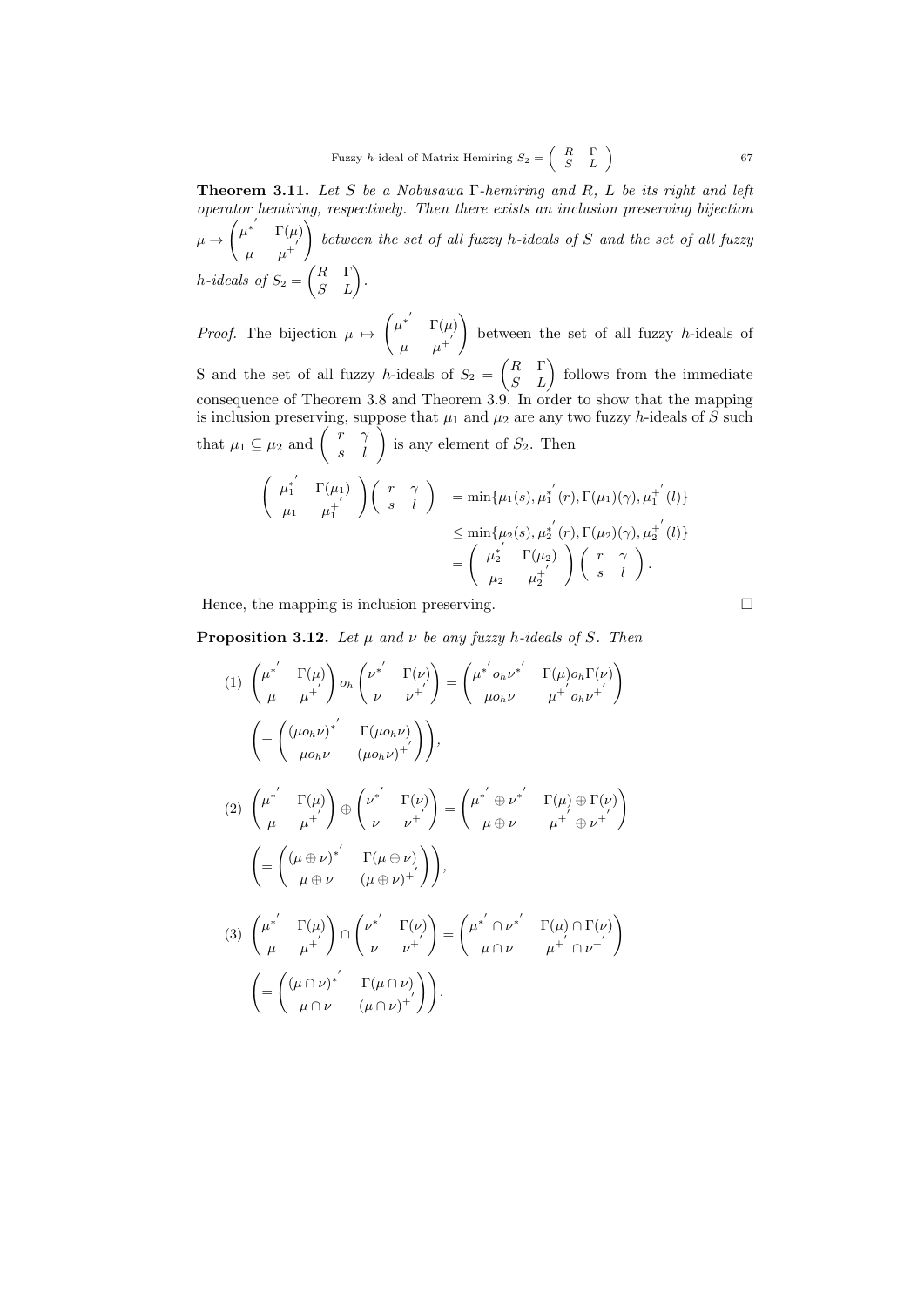**Theorem 3.11.** *Let $S$ be a Nobusawa $\Gamma$-hemiring and $R$, $L$ be its right and left operator hemiring, respectively. Then there exists an inclusion preserving bijection $\mu \to \begin{pmatrix} \mu^{*'} & \Gamma(\mu) \\ \mu & \mu^{+'} \end{pmatrix}$ between the set of all fuzzy $h$-ideals of $S$ and the set of all fuzzy $h$-ideals of $S_2 = \begin{pmatrix} R & \Gamma \\ S & L \end{pmatrix}$.*

*Proof.* The bijection $\mu \mapsto \begin{pmatrix} \mu^{*'} & \Gamma(\mu) \\ \mu & \mu^{+'} \end{pmatrix}$ between the set of all fuzzy $h$-ideals of S and the set of all fuzzy $h$-ideals of $S_2 = \begin{pmatrix} R & \Gamma \\ S & L \end{pmatrix}$ follows from the immediate consequence of Theorem 3.8 and Theorem 3.9. In order to show that the mapping is inclusion preserving, suppose that $\mu_1$ and $\mu_2$ are any two fuzzy $h$-ideals of $S$ such that $\mu_1 \subseteq \mu_2$ and $\begin{pmatrix} r & \gamma \\ s & l \end{pmatrix}$ is any element of $S_2$. Then

$$\begin{aligned}
\begin{pmatrix} \mu_1^{*'} & \Gamma(\mu_1) \\ \mu_1 & \mu_1^{+'} \end{pmatrix} \begin{pmatrix} r & \gamma \\ s & l \end{pmatrix} &= \min\{\mu_1(s), \mu_1^{*'}(r), \Gamma(\mu_1)(\gamma), \mu_1^{+'}(l)\} \\
&\leq \min\{\mu_2(s), \mu_2^{*'}(r), \Gamma(\mu_2)(\gamma), \mu_2^{+'}(l)\} \\
&= \begin{pmatrix} \mu_2^{*'} & \Gamma(\mu_2) \\ \mu_2 & \mu_2^{+'} \end{pmatrix} \begin{pmatrix} r & \gamma \\ s & l \end{pmatrix}.
\end{aligned}$$

Hence, the mapping is inclusion preserving. □

**Proposition 3.12.** *Let $\mu$ and $\nu$ be any fuzzy $h$-ideals of $S$. Then*

(1) $\begin{pmatrix} \mu^{*'} & \Gamma(\mu) \\ \mu & \mu^{+'} \end{pmatrix} o_h \begin{pmatrix} \nu^{*'} & \Gamma(\nu) \\ \nu & \nu^{+'} \end{pmatrix} = \begin{pmatrix} \mu^{*'} o_h \nu^{*'} & \Gamma(\mu) o_h \Gamma(\nu) \\ \mu o_h \nu & \mu^{+'} o_h \nu^{+'} \end{pmatrix}$

$\left( = \begin{pmatrix} (\mu o_h \nu)^{*'} & \Gamma(\mu o_h \nu) \\ \mu o_h \nu & (\mu o_h \nu)^{+'} \end{pmatrix} \right)$,

(2) $\begin{pmatrix} \mu^{*'} & \Gamma(\mu) \\ \mu & \mu^{+'} \end{pmatrix} \oplus \begin{pmatrix} \nu^{*'} & \Gamma(\nu) \\ \nu & \nu^{+'} \end{pmatrix} = \begin{pmatrix} \mu^{*'} \oplus \nu^{*'} & \Gamma(\mu) \oplus \Gamma(\nu) \\ \mu \oplus \nu & \mu^{+'} \oplus \nu^{+'} \end{pmatrix}$

$\left( = \begin{pmatrix} (\mu \oplus \nu)^{*'} & \Gamma(\mu \oplus \nu) \\ \mu \oplus \nu & (\mu \oplus \nu)^{+'} \end{pmatrix} \right)$,

(3) $\begin{pmatrix} \mu^{*'} & \Gamma(\mu) \\ \mu & \mu^{+'} \end{pmatrix} \cap \begin{pmatrix} \nu^{*'} & \Gamma(\nu) \\ \nu & \nu^{+'} \end{pmatrix} = \begin{pmatrix} \mu^{*'} \cap \nu^{*'} & \Gamma(\mu) \cap \Gamma(\nu) \\ \mu \cap \nu & \mu^{+'} \cap \nu^{+'} \end{pmatrix}$

$\left( = \begin{pmatrix} (\mu \cap \nu)^{*'} & \Gamma(\mu \cap \nu) \\ \mu \cap \nu & (\mu \cap \nu)^{+'} \end{pmatrix} \right)$.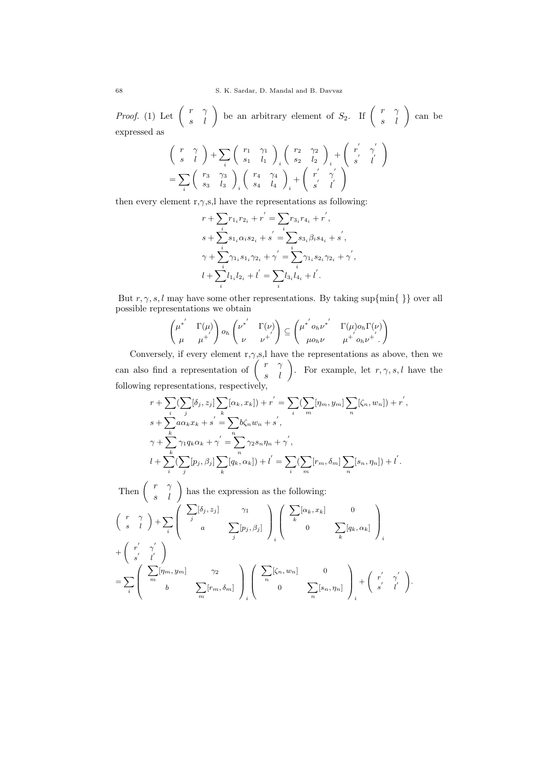*Proof.* (1) Let $\begin{pmatrix} r & \gamma \\ s & l \end{pmatrix}$ be an arbitrary element of $S_2$. If $\begin{pmatrix} r & \gamma \\ s & l \end{pmatrix}$ can be expressed as

$$\begin{pmatrix} r & \gamma \\ s & l \end{pmatrix} + \sum_i \begin{pmatrix} r_1 & \gamma_1 \\ s_1 & l_1 \end{pmatrix}_i \begin{pmatrix} r_2 & \gamma_2 \\ s_2 & l_2 \end{pmatrix}_i + \begin{pmatrix} r^{'} & \gamma^{'} \\ s^{'} & l^{'} \end{pmatrix}$$
$$= \sum_i \begin{pmatrix} r_3 & \gamma_3 \\ s_3 & l_3 \end{pmatrix}_i \begin{pmatrix} r_4 & \gamma_4 \\ s_4 & l_4 \end{pmatrix}_i + \begin{pmatrix} r^{'} & \gamma^{'} \\ s^{'} & l^{'} \end{pmatrix}$$

then every element r,$\gamma$,s,l have the representations as following:

$$r + \sum_i r_{1_i} r_{2_i} + r^{'} = \sum_i r_{3_i} r_{4_i} + r^{'},$$
$$s + \sum_i s_{1_i} \alpha_i s_{2_i} + s^{'} = \sum_i s_{3_i} \beta_i s_{4_i} + s^{'},$$
$$\gamma + \sum_i \gamma_{1_i} s_{1_i} \gamma_{2_i} + \gamma^{'} = \sum_i \gamma_{1_i} s_{2_i} \gamma_{2_i} + \gamma^{'},$$
$$l + \sum_i l_{1_i} l_{2_i} + l^{'} = \sum_i l_{3_i} l_{4_i} + l^{'}.$$

But $r, \gamma, s, l$ may have some other representations. By taking sup{min{ }} over all possible representations we obtain

$$\begin{pmatrix} \mu^{*^{'}} & \Gamma(\mu) \\ \mu & \mu^{+^{'}} \end{pmatrix} o_h \begin{pmatrix} \nu^{*^{'}} & \Gamma(\nu) \\ \nu & \nu^{+^{'}} \end{pmatrix} \subseteq \begin{pmatrix} \mu^{*^{'}} o_h \nu^{*^{'}} & \Gamma(\mu) o_h \Gamma(\nu) \\ \mu o_h \nu & \mu^{+^{'}} o_h \nu^{+^{'}}. \end{pmatrix}$$

Conversely, if every element r,$\gamma$,s,l have the representations as above, then we can also find a representation of $\begin{pmatrix} r & \gamma \\ s & l \end{pmatrix}$. For example, let $r, \gamma, s, l$ have the following representations, respectively,

$$r + \sum_i (\sum_j [\delta_j, z_j] \sum_k [\alpha_k, x_k]) + r^{'} = \sum_i (\sum_m [\eta_m, y_m] \sum_n [\zeta_n, w_n]) + r^{'},$$
$$s + \sum_k a \alpha_k x_k + s^{'} = \sum_n b \zeta_n w_n + s^{'},$$
$$\gamma + \sum_k \gamma_1 q_k \alpha_k + \gamma^{'} = \sum_n \gamma_2 s_n \eta_n + \gamma^{'},$$
$$l + \sum_i (\sum_j [p_j, \beta_j] \sum_k [q_k, \alpha_k]) + l^{'} = \sum_i (\sum_m [r_m, \delta_m] \sum_n [s_n, \eta_n]) + l^{'}.$$

Then $\begin{pmatrix} r & \gamma \\ s & l \end{pmatrix}$ has the expression as the following:

$$\begin{pmatrix} r & \gamma \\ s & l \end{pmatrix} + \sum_i \begin{pmatrix} \sum_j [\delta_j, z_j] & \gamma_1 \\ a & \sum_j [p_j, \beta_j] \end{pmatrix}_i \begin{pmatrix} \sum_k [\alpha_k, x_k] & 0 \\ 0 & \sum_k [q_k, \alpha_k] \end{pmatrix}_i$$
$$+ \begin{pmatrix} r^{'} & \gamma^{'} \\ s^{'} & l^{'} \end{pmatrix}$$
$$= \sum_i \begin{pmatrix} \sum_m [\eta_m, y_m] & \gamma_2 \\ b & \sum_m [r_m, \delta_m] \end{pmatrix}_i \begin{pmatrix} \sum_n [\zeta_n, w_n] & 0 \\ 0 & \sum_n [s_n, \eta_n] \end{pmatrix}_i + \begin{pmatrix} r^{'} & \gamma^{'} \\ s^{'} & l^{'} \end{pmatrix}.$$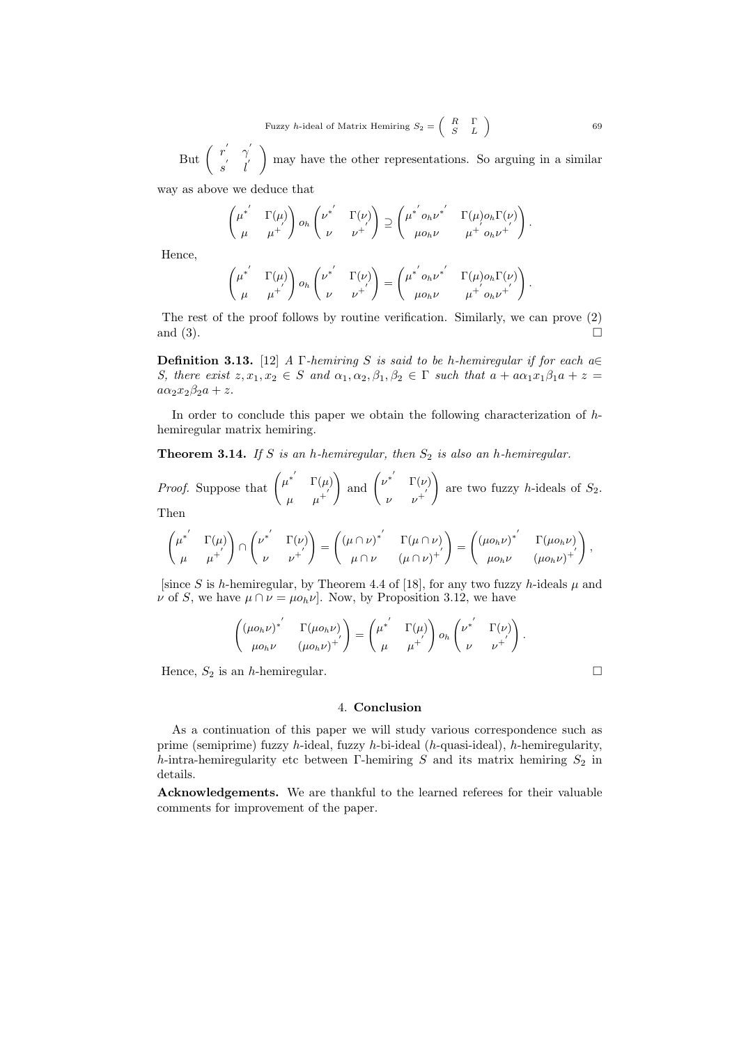But $\begin{pmatrix} r' & \gamma' \\ s' & l' \end{pmatrix}$ may have the other representations. So arguing in a similar way as above we deduce that

$$\begin{pmatrix} \mu^{*'} & \Gamma(\mu) \\ \mu & \mu^{+'} \end{pmatrix} o_h \begin{pmatrix} \nu^{*'} & \Gamma(\nu) \\ \nu & \nu^{+'} \end{pmatrix} \supseteq \begin{pmatrix} \mu^{*'} o_h \nu^{*'} & \Gamma(\mu) o_h \Gamma(\nu) \\ \mu o_h \nu & \mu^{+'} o_h \nu^{+'} \end{pmatrix}.$$

Hence,

$$\begin{pmatrix} \mu^{*'} & \Gamma(\mu) \\ \mu & \mu^{+'} \end{pmatrix} o_h \begin{pmatrix} \nu^{*'} & \Gamma(\nu) \\ \nu & \nu^{+'} \end{pmatrix} = \begin{pmatrix} \mu^{*'} o_h \nu^{*'} & \Gamma(\mu) o_h \Gamma(\nu) \\ \mu o_h \nu & \mu^{+'} o_h \nu^{+'} \end{pmatrix}.$$

The rest of the proof follows by routine verification. Similarly, we can prove (2) and (3). $\square$

**Definition 3.13.** [12] *A $\Gamma$-hemiring $S$ is said to be $h$-hemiregular if for each $a \in S$, there exist $z, x_1, x_2 \in S$ and $\alpha_1, \alpha_2, \beta_1, \beta_2 \in \Gamma$ such that $a + a\alpha_1 x_1 \beta_1 a + z = a\alpha_2 x_2 \beta_2 a + z$.*

In order to conclude this paper we obtain the following characterization of $h$-hemiregular matrix hemiring.

**Theorem 3.14.** *If $S$ is an $h$-hemiregular, then $S_2$ is also an $h$-hemiregular.*

*Proof.* Suppose that $\begin{pmatrix} \mu^{*'} & \Gamma(\mu) \\ \mu & \mu^{+'} \end{pmatrix}$ and $\begin{pmatrix} \nu^{*'} & \Gamma(\nu) \\ \nu & \nu^{+'} \end{pmatrix}$ are two fuzzy $h$-ideals of $S_2$. Then

$$\begin{pmatrix} \mu^{*'} & \Gamma(\mu) \\ \mu & \mu^{+'} \end{pmatrix} \cap \begin{pmatrix} \nu^{*'} & \Gamma(\nu) \\ \nu & \nu^{+'} \end{pmatrix} = \begin{pmatrix} (\mu \cap \nu)^{*'} & \Gamma(\mu \cap \nu) \\ \mu \cap \nu & (\mu \cap \nu)^{+'} \end{pmatrix} = \begin{pmatrix} (\mu o_h \nu)^{*'} & \Gamma(\mu o_h \nu) \\ \mu o_h \nu & (\mu o_h \nu)^{+'} \end{pmatrix},$$

[since $S$ is $h$-hemiregular, by Theorem 4.4 of [18], for any two fuzzy $h$-ideals $\mu$ and $\nu$ of $S$, we have $\mu \cap \nu = \mu o_h \nu$]. Now, by Proposition 3.12, we have

$$\begin{pmatrix} (\mu o_h \nu)^{*'} & \Gamma(\mu o_h \nu) \\ \mu o_h \nu & (\mu o_h \nu)^{+'} \end{pmatrix} = \begin{pmatrix} \mu^{*'} & \Gamma(\mu) \\ \mu & \mu^{+'} \end{pmatrix} o_h \begin{pmatrix} \nu^{*'} & \Gamma(\nu) \\ \nu & \nu^{+'} \end{pmatrix}.$$

Hence, $S_2$ is an $h$-hemiregular. $\square$

## 4. Conclusion

As a continuation of this paper we will study various correspondence such as prime (semiprime) fuzzy $h$-ideal, fuzzy $h$-bi-ideal ($h$-quasi-ideal), $h$-hemiregularity, $h$-intra-hemiregularity etc between $\Gamma$-hemiring $S$ and its matrix hemiring $S_2$ in details.

**Acknowledgements.** We are thankful to the learned referees for their valuable comments for improvement of the paper.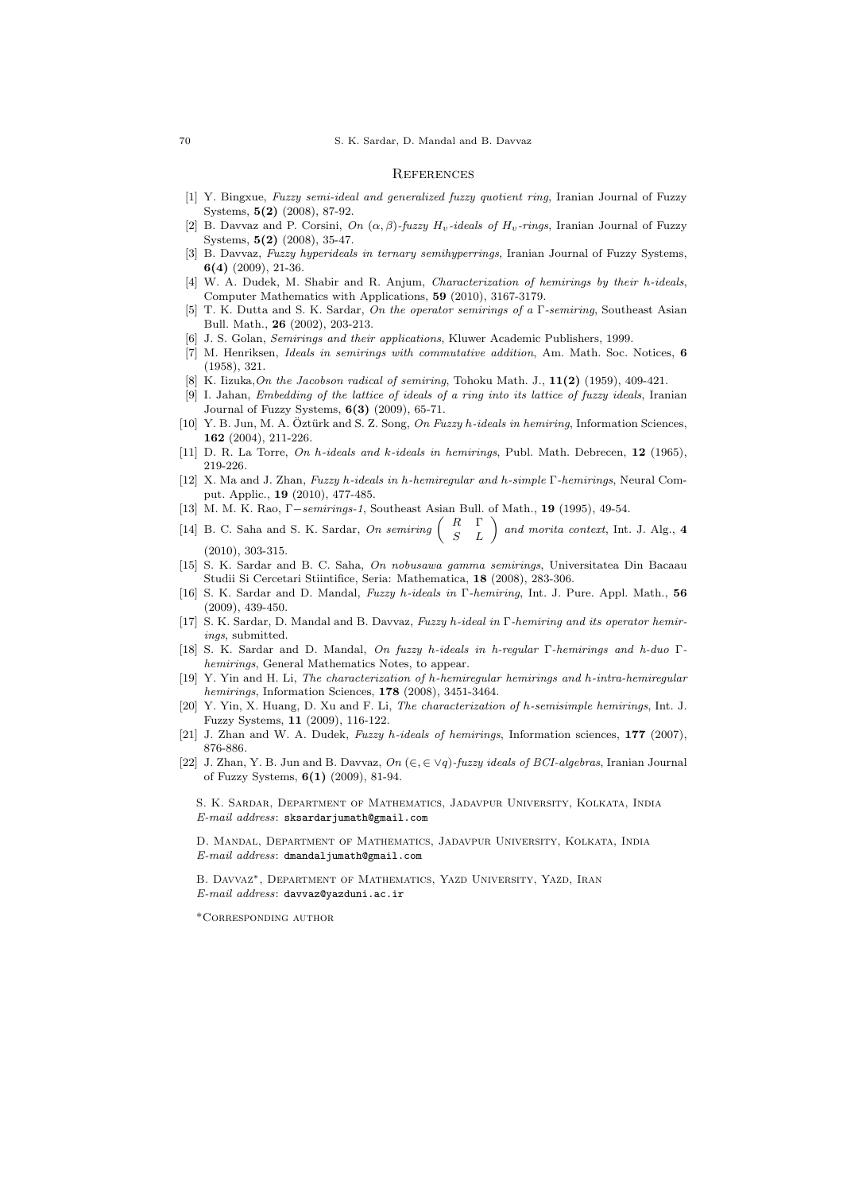## References

[1] Y. Bingxue, *Fuzzy semi-ideal and generalized fuzzy quotient ring*, Iranian Journal of Fuzzy Systems, **5(2)** (2008), 87-92.

[2] B. Davvaz and P. Corsini, *On $(\alpha, \beta)$-fuzzy $H_v$-ideals of $H_v$-rings*, Iranian Journal of Fuzzy Systems, **5(2)** (2008), 35-47.

[3] B. Davvaz, *Fuzzy hyperideals in ternary semihyperrings*, Iranian Journal of Fuzzy Systems, **6(4)** (2009), 21-36.

[4] W. A. Dudek, M. Shabir and R. Anjum, *Characterization of hemirings by their h-ideals*, Computer Mathematics with Applications, **59** (2010), 3167-3179.

[5] T. K. Dutta and S. K. Sardar, *On the operator semirings of a $\Gamma$-semiring*, Southeast Asian Bull. Math., **26** (2002), 203-213.

[6] J. S. Golan, *Semirings and their applications*, Kluwer Academic Publishers, 1999.

[7] M. Henriksen, *Ideals in semirings with commutative addition*, Am. Math. Soc. Notices, **6** (1958), 321.

[8] K. Iizuka, *On the Jacobson radical of semiring*, Tohoku Math. J., **11(2)** (1959), 409-421.

[9] I. Jahan, *Embedding of the lattice of ideals of a ring into its lattice of fuzzy ideals*, Iranian Journal of Fuzzy Systems, **6(3)** (2009), 65-71.

[10] Y. B. Jun, M. A. Öztürk and S. Z. Song, *On Fuzzy h-ideals in hemiring*, Information Sciences, **162** (2004), 211-226.

[11] D. R. La Torre, *On h-ideals and k-ideals in hemirings*, Publ. Math. Debrecen, **12** (1965), 219-226.

[12] X. Ma and J. Zhan, *Fuzzy h-ideals in h-hemiregular and h-simple $\Gamma$-hemirings*, Neural Comput. Applic., **19** (2010), 477-485.

[13] M. M. K. Rao, *$\Gamma$−semirings-1*, Southeast Asian Bull. of Math., **19** (1995), 49-54.

[14] B. C. Saha and S. K. Sardar, *On semiring $\begin{pmatrix} R & \Gamma \\ S & L \end{pmatrix}$ and morita context*, Int. J. Alg., **4** (2010), 303-315.

[15] S. K. Sardar and B. C. Saha, *On nobusawa gamma semirings*, Universitatea Din Bacaau Studii Si Cercetari Stiintifice, Seria: Mathematica, **18** (2008), 283-306.

[16] S. K. Sardar and D. Mandal, *Fuzzy h-ideals in $\Gamma$-hemiring*, Int. J. Pure. Appl. Math., **56** (2009), 439-450.

[17] S. K. Sardar, D. Mandal and B. Davvaz, *Fuzzy h-ideal in $\Gamma$-hemiring and its operator hemirings*, submitted.

[18] S. K. Sardar and D. Mandal, *On fuzzy h-ideals in h-regular $\Gamma$-hemirings and h-duo $\Gamma$-hemirings*, General Mathematics Notes, to appear.

[19] Y. Yin and H. Li, *The characterization of h-hemiregular hemirings and h-intra-hemiregular hemirings*, Information Sciences, **178** (2008), 3451-3464.

[20] Y. Yin, X. Huang, D. Xu and F. Li, *The characterization of h-semisimple hemirings*, Int. J. Fuzzy Systems, **11** (2009), 116-122.

[21] J. Zhan and W. A. Dudek, *Fuzzy h-ideals of hemirings*, Information sciences, **177** (2007), 876-886.

[22] J. Zhan, Y. B. Jun and B. Davvaz, *On $(\in, \in \vee q)$-fuzzy ideals of BCI-algebras*, Iranian Journal of Fuzzy Systems, **6(1)** (2009), 81-94.

S. K. Sardar, Department of Mathematics, Jadavpur University, Kolkata, India
*E-mail address*: `sksardarjumath@gmail.com`

D. Mandal, Department of Mathematics, Jadavpur University, Kolkata, India
*E-mail address*: `dmandaljumath@gmail.com`

B. Davvaz*, Department of Mathematics, Yazd University, Yazd, Iran
*E-mail address*: `davvaz@yazduni.ac.ir`

*Corresponding author